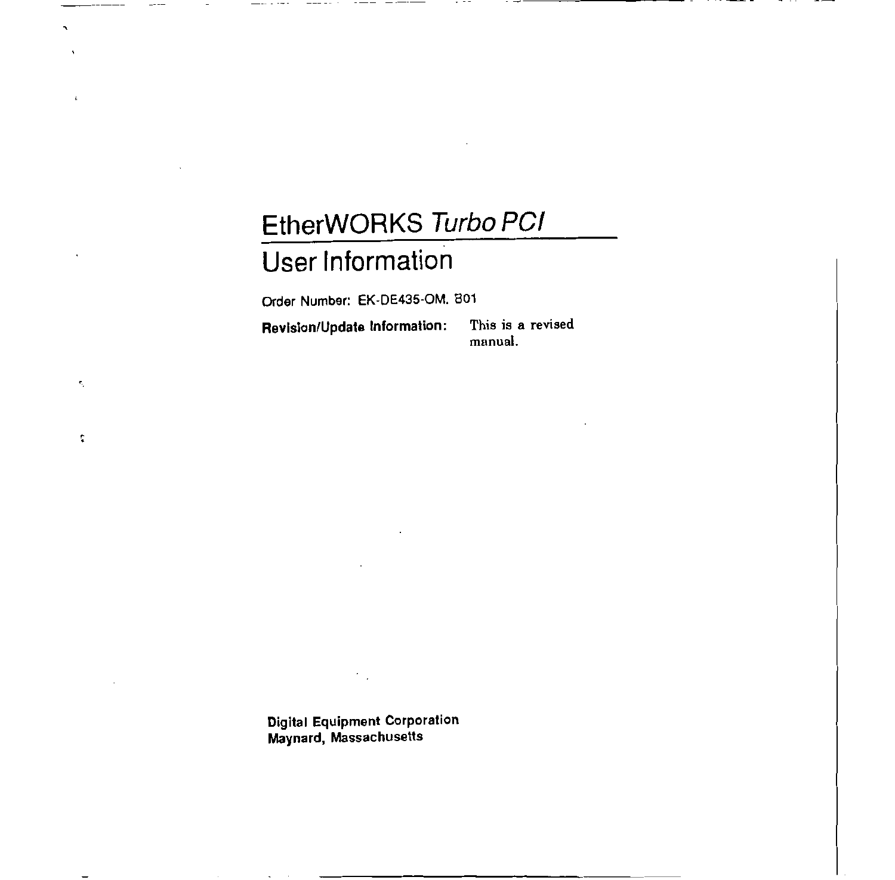# EtherWORKS *Turbo PCI*

## User Information

Order Number: EK-DE435-OM. B01

**Revision/Update Information:** This is a revised manual.

**Digital Equipment Corporation**
**Maynard, Massachusetts**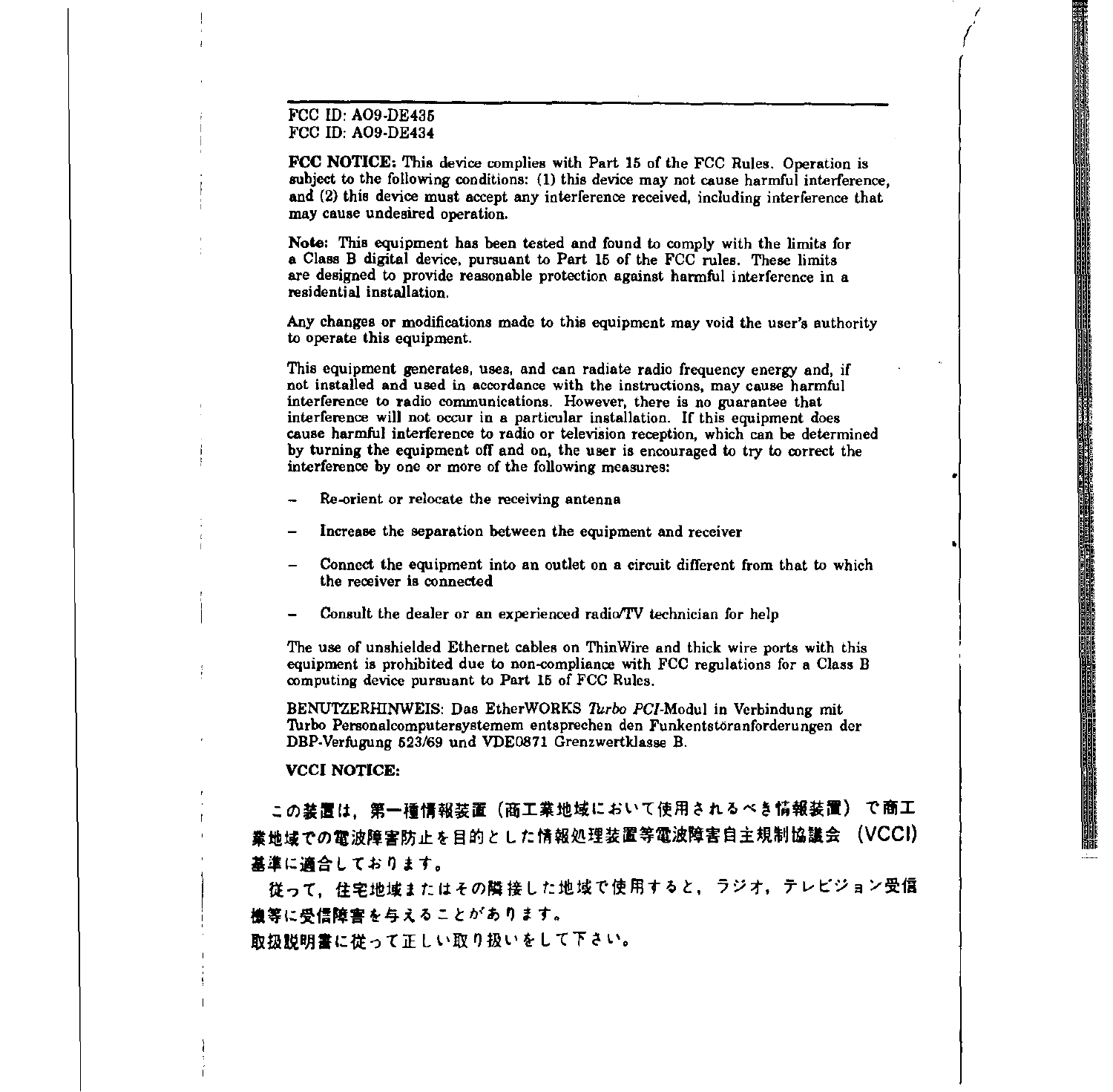FCC ID: AO9-DE435
FCC ID: AO9-DE434

**FCC NOTICE:** This device complies with Part 15 of the FCC Rules. Operation is subject to the following conditions: (1) this device may not cause harmful interference, and (2) this device must accept any interference received, including interference that may cause undesired operation.

**Note:** This equipment has been tested and found to comply with the limits for a Class B digital device, pursuant to Part 15 of the FCC rules. These limits are designed to provide reasonable protection against harmful interference in a residential installation.

Any changes or modifications made to this equipment may void the user's authority to operate this equipment.

This equipment generates, uses, and can radiate radio frequency energy and, if not installed and used in accordance with the instructions, may cause harmful interference to radio communications. However, there is no guarantee that interference will not occur in a particular installation. If this equipment does cause harmful interference to radio or television reception, which can be determined by turning the equipment off and on, the user is encouraged to try to correct the interference by one or more of the following measures:

- Re-orient or relocate the receiving antenna
- Increase the separation between the equipment and receiver
- Connect the equipment into an outlet on a circuit different from that to which the receiver is connected
- Consult the dealer or an experienced radio/TV technician for help

The use of unshielded Ethernet cables on ThinWire and thick wire ports with this equipment is prohibited due to non-compliance with FCC regulations for a Class B computing device pursuant to Part 15 of FCC Rules.

BENUTZERHINWEIS: Das EtherWORKS *Turbo PCI*-Modul in Verbindung mit Turbo Personalcomputersystemem entsprechen den Funkentstöranforderungen der DBP-Verfugung 523/69 und VDE0871 Grenzwertklasse B.

**VCCI NOTICE:**

この装置は，第一種情報装置（商工業地域において使用されるべき情報装置）で商工業地域での電波障害防止を目的とした情報処理装置等電波障害自主規制協議会（VCCI）基準に適合しております。

従って，住宅地域またはその隣接した地域で使用すると，ラジオ，テレビジョン受信機等に受信障害を与えることがあります。

取扱説明書に従って正しい取り扱いをして下さい。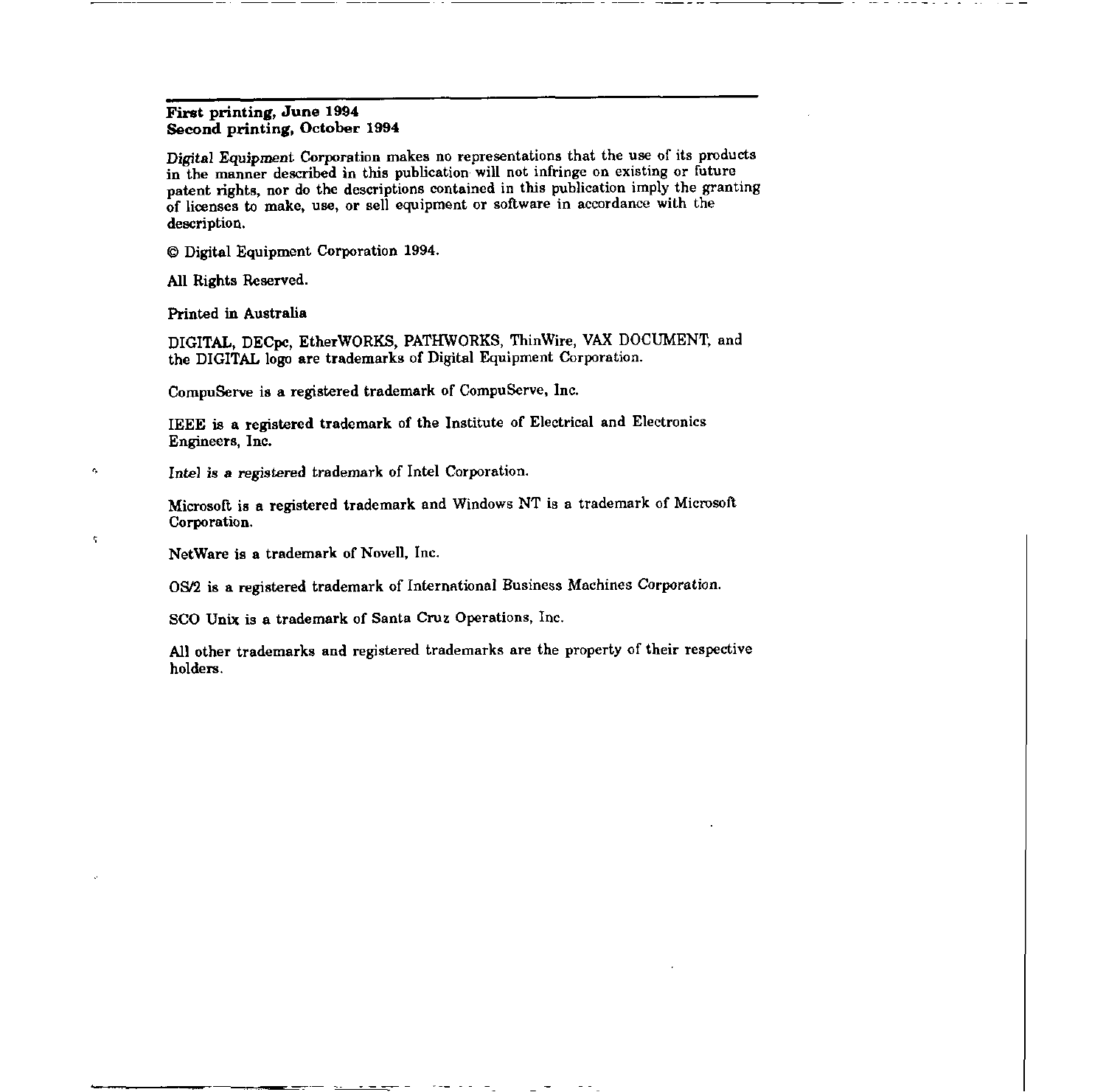**First printing, June 1994**
**Second printing, October 1994**

Digital Equipment Corporation makes no representations that the use of its products in the manner described in this publication will not infringe on existing or future patent rights, nor do the descriptions contained in this publication imply the granting of licenses to make, use, or sell equipment or software in accordance with the description.

© Digital Equipment Corporation 1994.

All Rights Reserved.

Printed in Australia

DIGITAL, DECpc, EtherWORKS, PATHWORKS, ThinWire, VAX DOCUMENT, and the DIGITAL logo are trademarks of Digital Equipment Corporation.

CompuServe is a registered trademark of CompuServe, Inc.

IEEE is a registered trademark of the Institute of Electrical and Electronics Engineers, Inc.

Intel is a registered trademark of Intel Corporation.

Microsoft is a registered trademark and Windows NT is a trademark of Microsoft Corporation.

NetWare is a trademark of Novell, Inc.

OS/2 is a registered trademark of International Business Machines Corporation.

SCO Unix is a trademark of Santa Cruz Operations, Inc.

All other trademarks and registered trademarks are the property of their respective holders.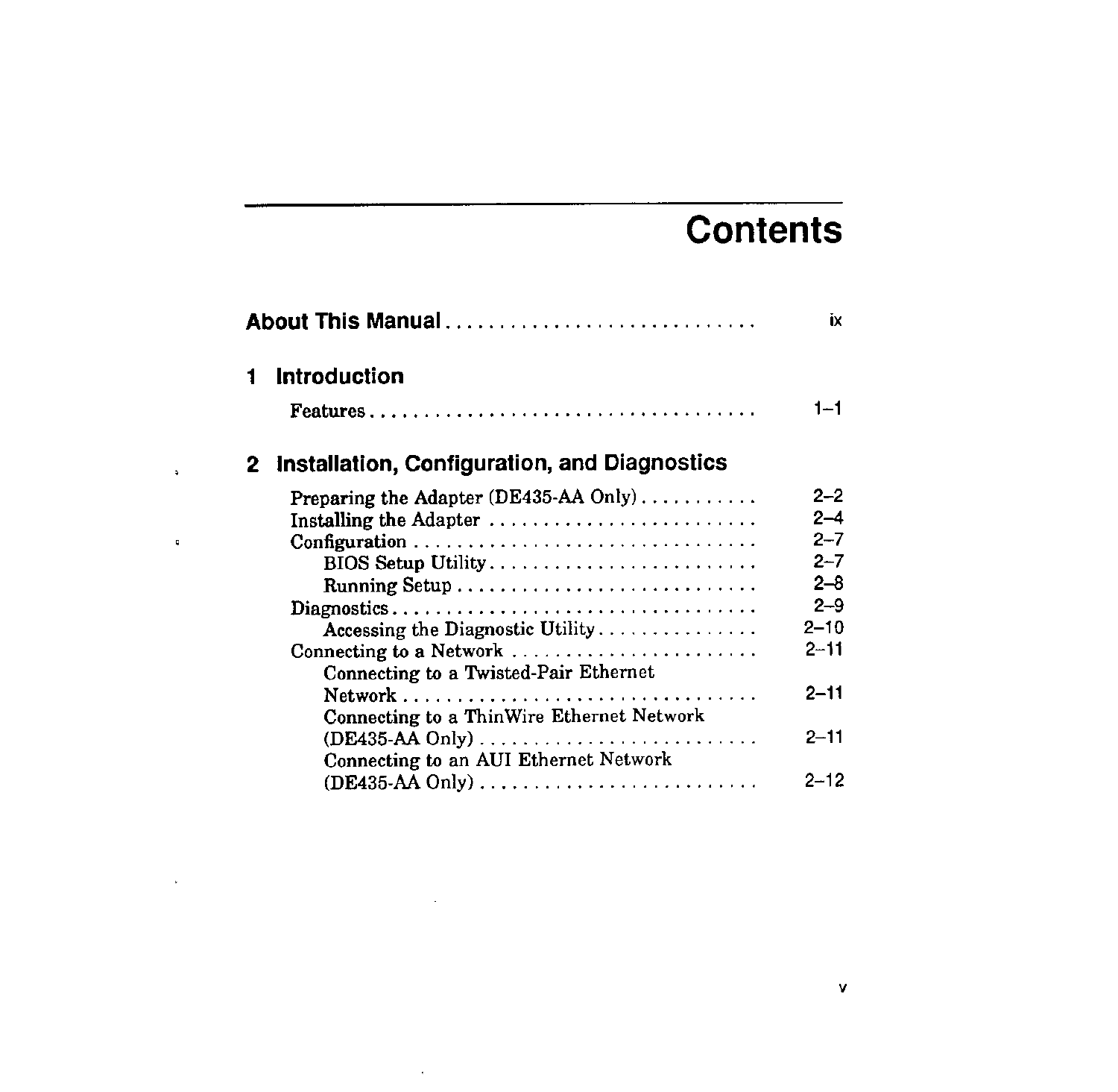# Contents

**About This Manual** ............................ ix

## 1 Introduction

Features ................................... 1–1

## 2 Installation, Configuration, and Diagnostics

Preparing the Adapter (DE435-AA Only) ........... 2–2
Installing the Adapter ......................... 2–4
Configuration .................................. 2–7
  BIOS Setup Utility ........................... 2–7
  Running Setup ................................ 2–8
Diagnostics .................................... 2–9
  Accessing the Diagnostic Utility ............. 2–10
Connecting to a Network ........................ 2–11
  Connecting to a Twisted-Pair Ethernet Network ................................ 2–11
  Connecting to a ThinWire Ethernet Network (DE435-AA Only) ........................ 2–11
  Connecting to an AUI Ethernet Network (DE435-AA Only) ........................ 2–12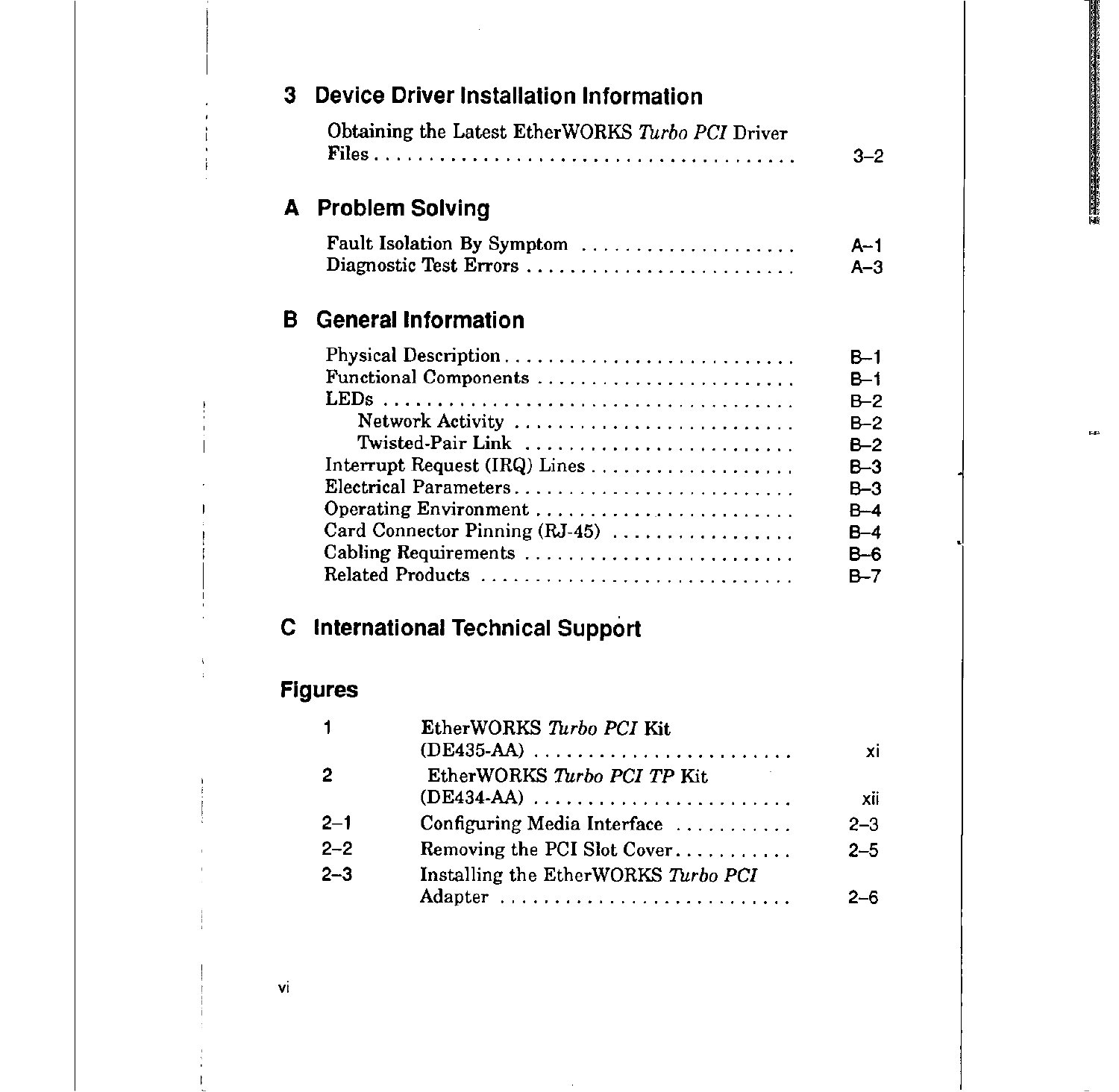## 3 Device Driver Installation Information

| | |
|---|---|
| Obtaining the Latest EtherWORKS *Turbo PCI* Driver Files | 3–2 |

## A Problem Solving

| | |
|---|---|
| Fault Isolation By Symptom | A–1 |
| Diagnostic Test Errors | A–3 |

## B General Information

| | |
|---|---|
| Physical Description | B–1 |
| Functional Components | B–1 |
| LEDs | B–2 |
| Network Activity | B–2 |
| Twisted-Pair Link | B–2 |
| Interrupt Request (IRQ) Lines | B–3 |
| Electrical Parameters | B–3 |
| Operating Environment | B–4 |
| Card Connector Pinning (RJ-45) | B–4 |
| Cabling Requirements | B–6 |
| Related Products | B–7 |

## C International Technical Support

## Figures

| | | |
|---|---|---|
| 1 | EtherWORKS *Turbo PCI* Kit (DE435-AA) | xi |
| 2 | EtherWORKS *Turbo PCI TP* Kit (DE434-AA) | xii |
| 2–1 | Configuring Media Interface | 2–3 |
| 2–2 | Removing the PCI Slot Cover | 2–5 |
| 2–3 | Installing the EtherWORKS *Turbo PCI* Adapter | 2–6 |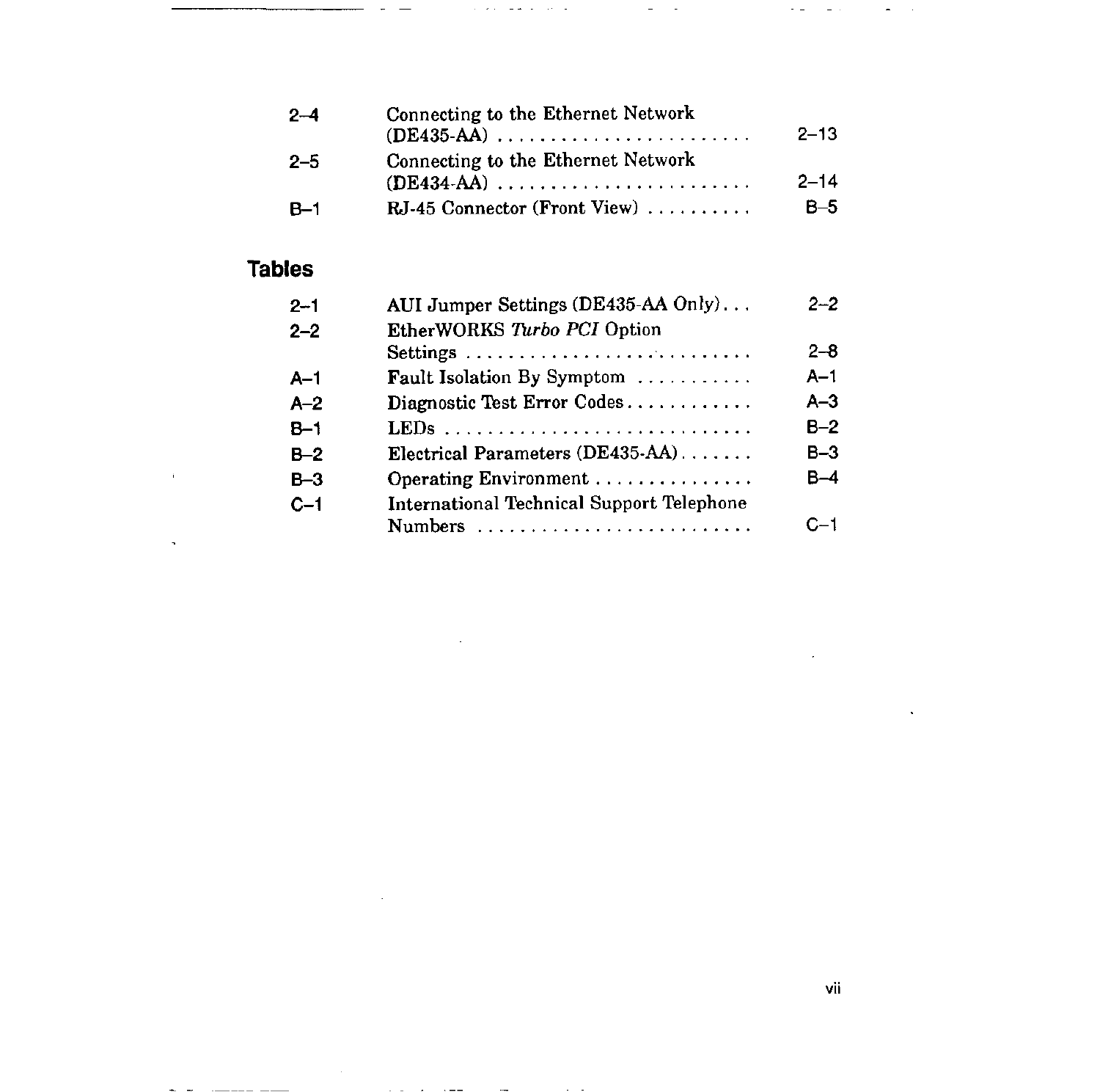| | | |
|---|---|---|
| 2–4 | Connecting to the Ethernet Network (DE435-AA) | 2–13 |
| 2–5 | Connecting to the Ethernet Network (DE434-AA) | 2–14 |
| B–1 | RJ-45 Connector (Front View) | B–5 |

## Tables

| | | |
|---|---|---|
| 2–1 | AUI Jumper Settings (DE435-AA Only) | 2–2 |
| 2–2 | EtherWORKS *Turbo PCI* Option Settings | 2–8 |
| A–1 | Fault Isolation By Symptom | A–1 |
| A–2 | Diagnostic Test Error Codes | A–3 |
| B–1 | LEDs | B–2 |
| B–2 | Electrical Parameters (DE435-AA) | B–3 |
| B–3 | Operating Environment | B–4 |
| C–1 | International Technical Support Telephone Numbers | C–1 |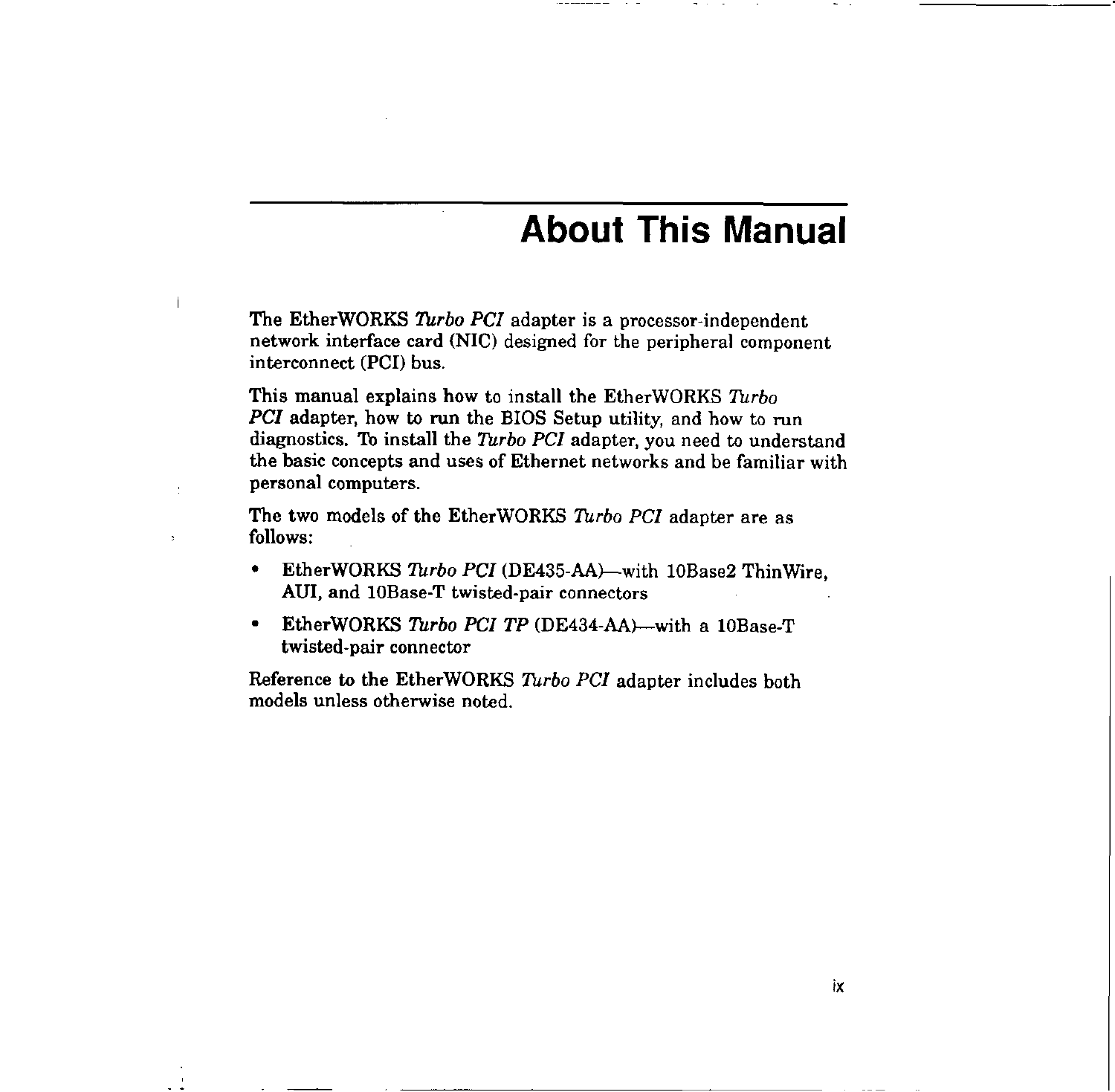# About This Manual

The EtherWORKS *Turbo PCI* adapter is a processor-independent network interface card (NIC) designed for the peripheral component interconnect (PCI) bus.

This manual explains how to install the EtherWORKS *Turbo PCI* adapter, how to run the BIOS Setup utility, and how to run diagnostics. To install the *Turbo PCI* adapter, you need to understand the basic concepts and uses of Ethernet networks and be familiar with personal computers.

The two models of the EtherWORKS *Turbo PCI* adapter are as follows:

- EtherWORKS *Turbo PCI* (DE435-AA)—with 10Base2 ThinWire, AUI, and 10Base-T twisted-pair connectors
- EtherWORKS *Turbo PCI TP* (DE434-AA)—with a 10Base-T twisted-pair connector

Reference to the EtherWORKS *Turbo PCI* adapter includes both models unless otherwise noted.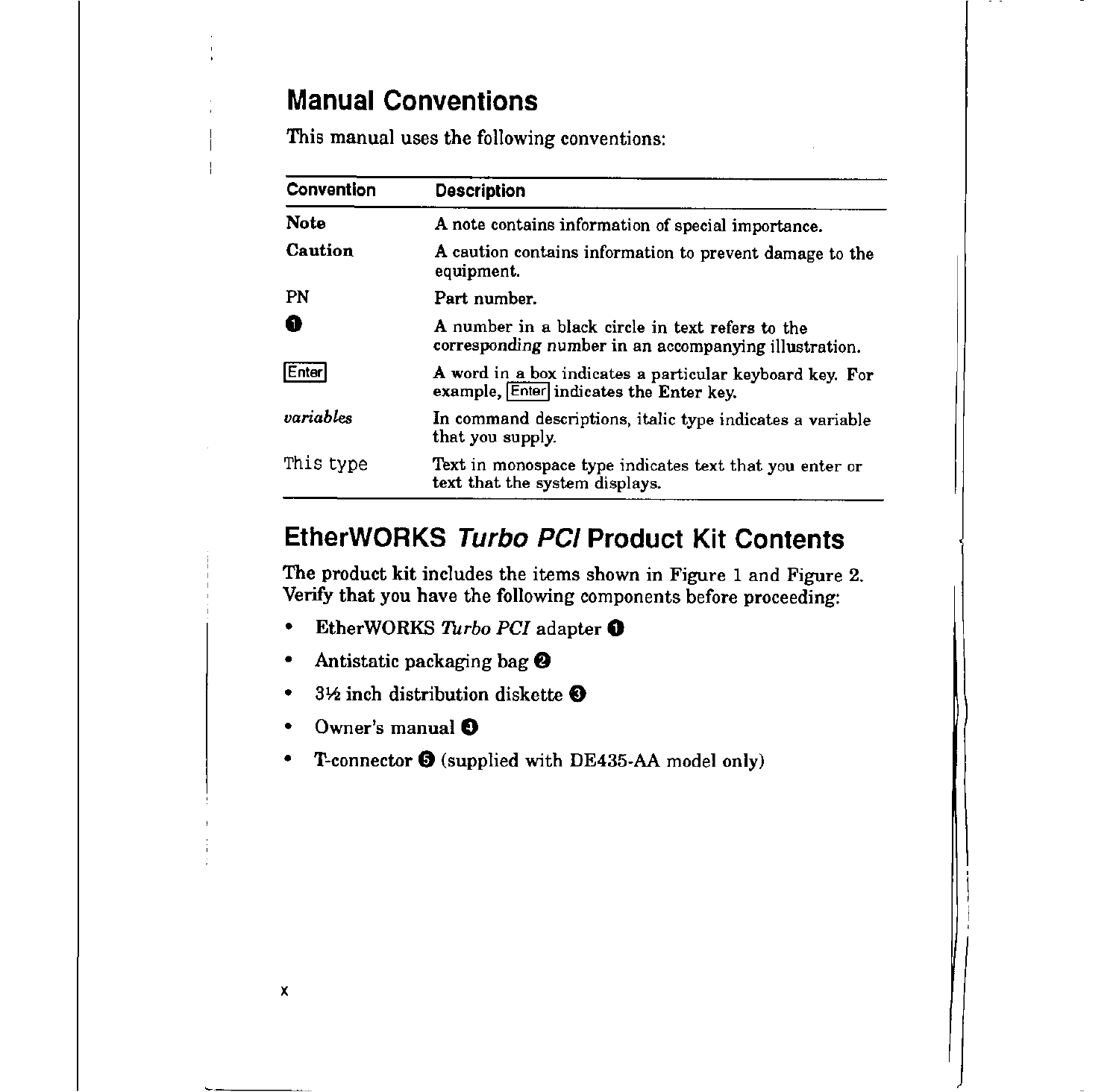## Manual Conventions

This manual uses the following conventions:

| Convention | Description |
|---|---|
| **Note** | A note contains information of special importance. |
| **Caution** | A caution contains information to prevent damage to the equipment. |
| PN | Part number. |
| ❶ | A number in a black circle in text refers to the corresponding number in an accompanying illustration. |
| [Enter] | A word in a box indicates a particular keyboard key. For example, [Enter] indicates the Enter key. |
| *variables* | In command descriptions, italic type indicates a variable that you supply. |
| `This type` | Text in monospace type indicates text that you enter or text that the system displays. |

## EtherWORKS *Turbo PCI* Product Kit Contents

The product kit includes the items shown in Figure 1 and Figure 2. Verify that you have the following components before proceeding:

- EtherWORKS *Turbo PCI* adapter ❶
- Antistatic packaging bag ❷
- 3½ inch distribution diskette ❸
- Owner's manual ❹
- T-connector ❺ (supplied with DE435-AA model only)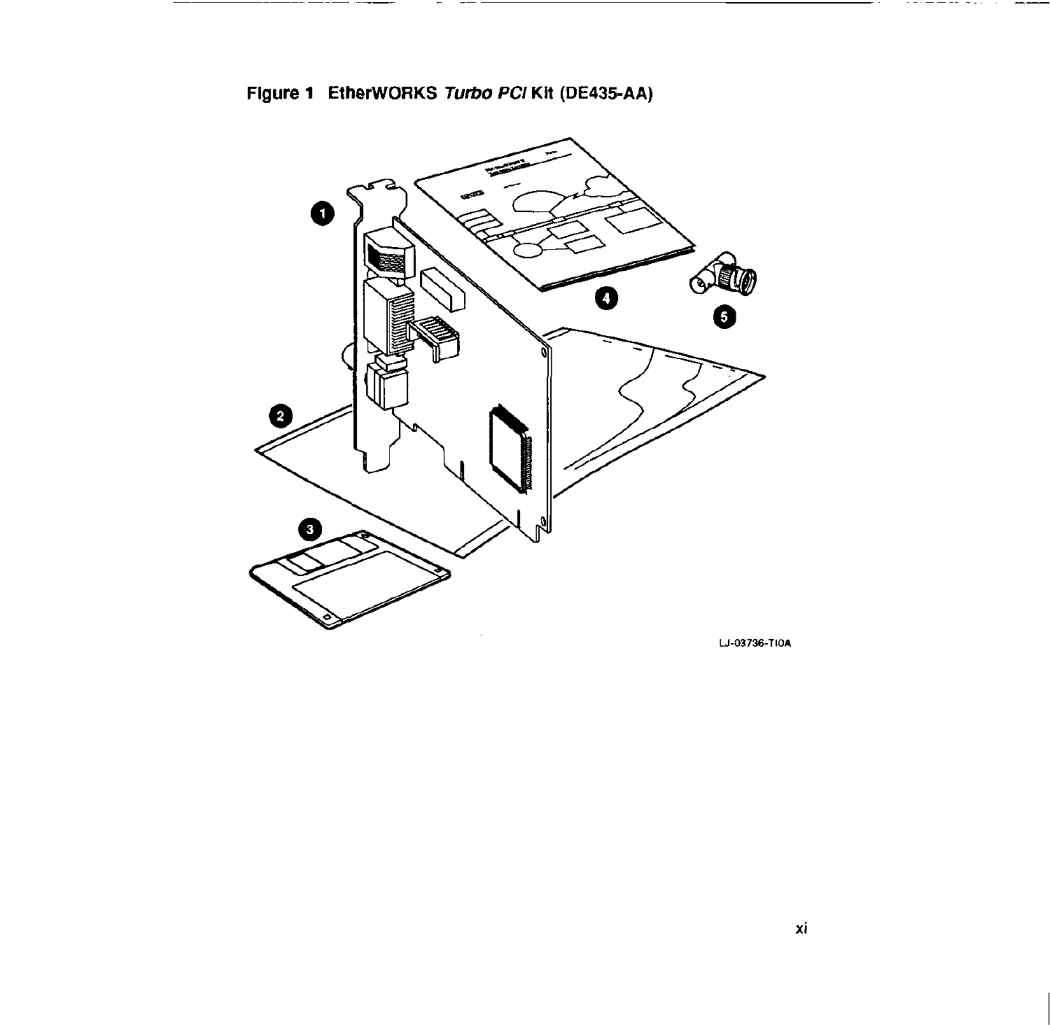**Figure 1 EtherWORKS *Turbo PCI* Kit (DE435-AA)**

LJ-03736-TI0A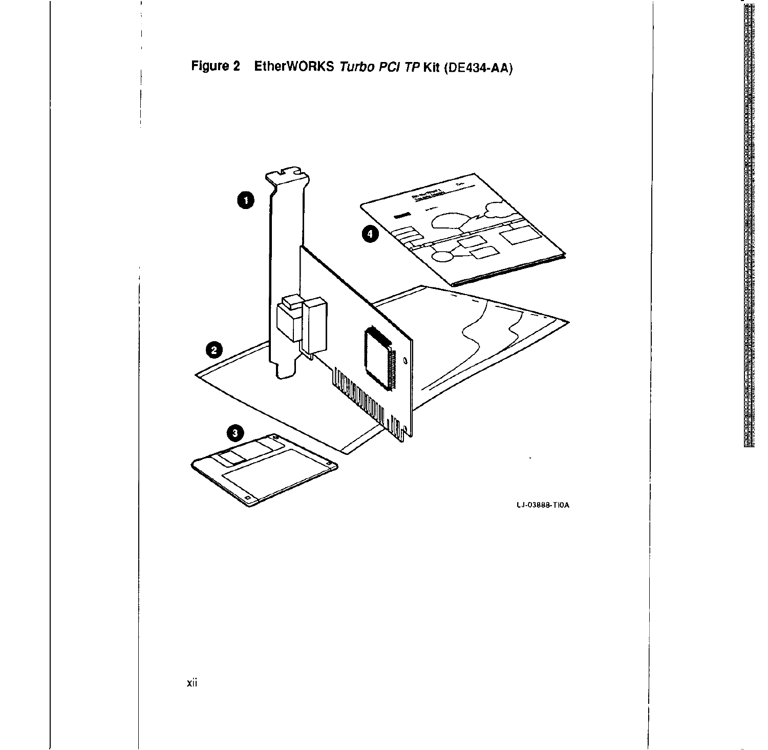**Figure 2 EtherWORKS *Turbo PCI TP* Kit (DE434-AA)**

LJ-03888-TI0A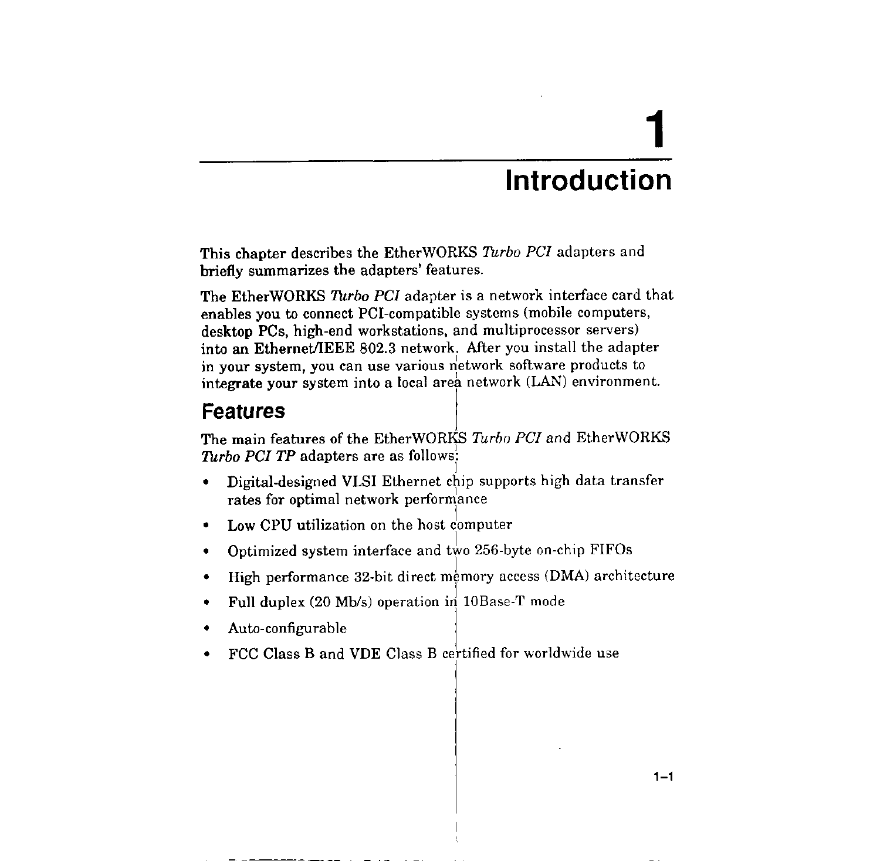# 1 Introduction

This chapter describes the EtherWORKS *Turbo PCI* adapters and briefly summarizes the adapters' features.

The EtherWORKS *Turbo PCI* adapter is a network interface card that enables you to connect PCI-compatible systems (mobile computers, desktop PCs, high-end workstations, and multiprocessor servers) into an Ethernet/IEEE 802.3 network. After you install the adapter in your system, you can use various network software products to integrate your system into a local area network (LAN) environment.

## Features

The main features of the EtherWORKS *Turbo PCI* and EtherWORKS *Turbo PCI TP* adapters are as follows:

- Digital-designed VLSI Ethernet chip supports high data transfer rates for optimal network performance
- Low CPU utilization on the host computer
- Optimized system interface and two 256-byte on-chip FIFOs
- High performance 32-bit direct memory access (DMA) architecture
- Full duplex (20 Mb/s) operation in 10Base-T mode
- Auto-configurable
- FCC Class B and VDE Class B certified for worldwide use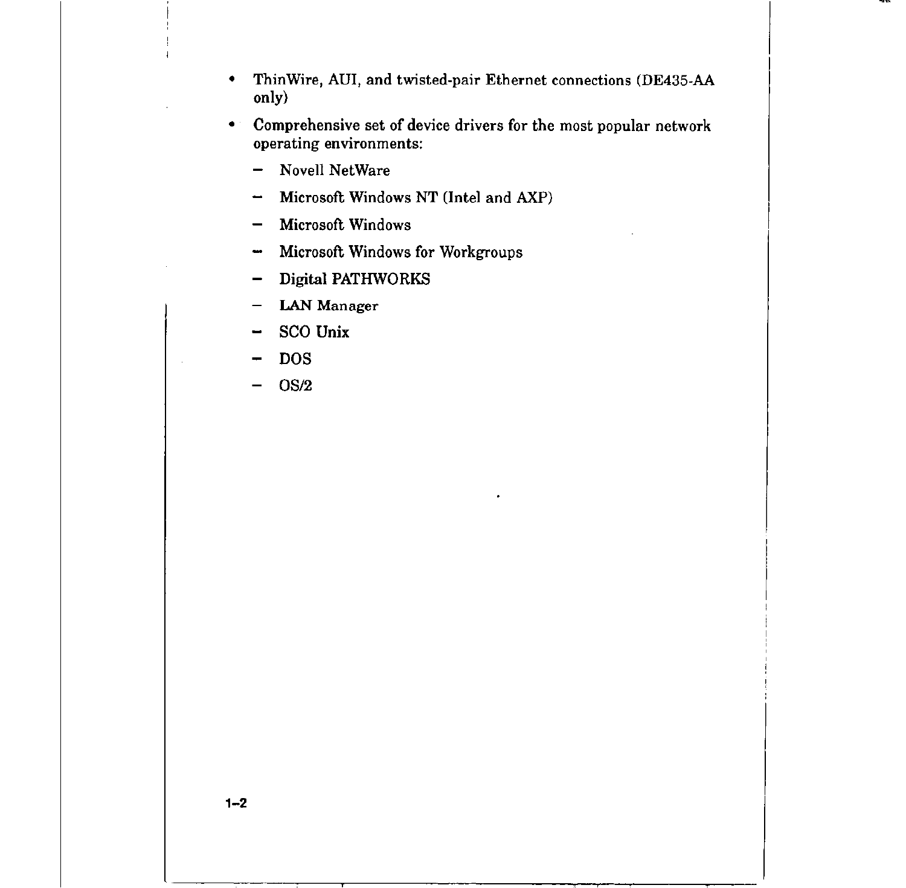- ThinWire, AUI, and twisted-pair Ethernet connections (DE435-AA only)
- Comprehensive set of device drivers for the most popular network operating environments:
  - Novell NetWare
  - Microsoft Windows NT (Intel and AXP)
  - Microsoft Windows
  - Microsoft Windows for Workgroups
  - Digital PATHWORKS
  - LAN Manager
  - SCO Unix
  - DOS
  - OS/2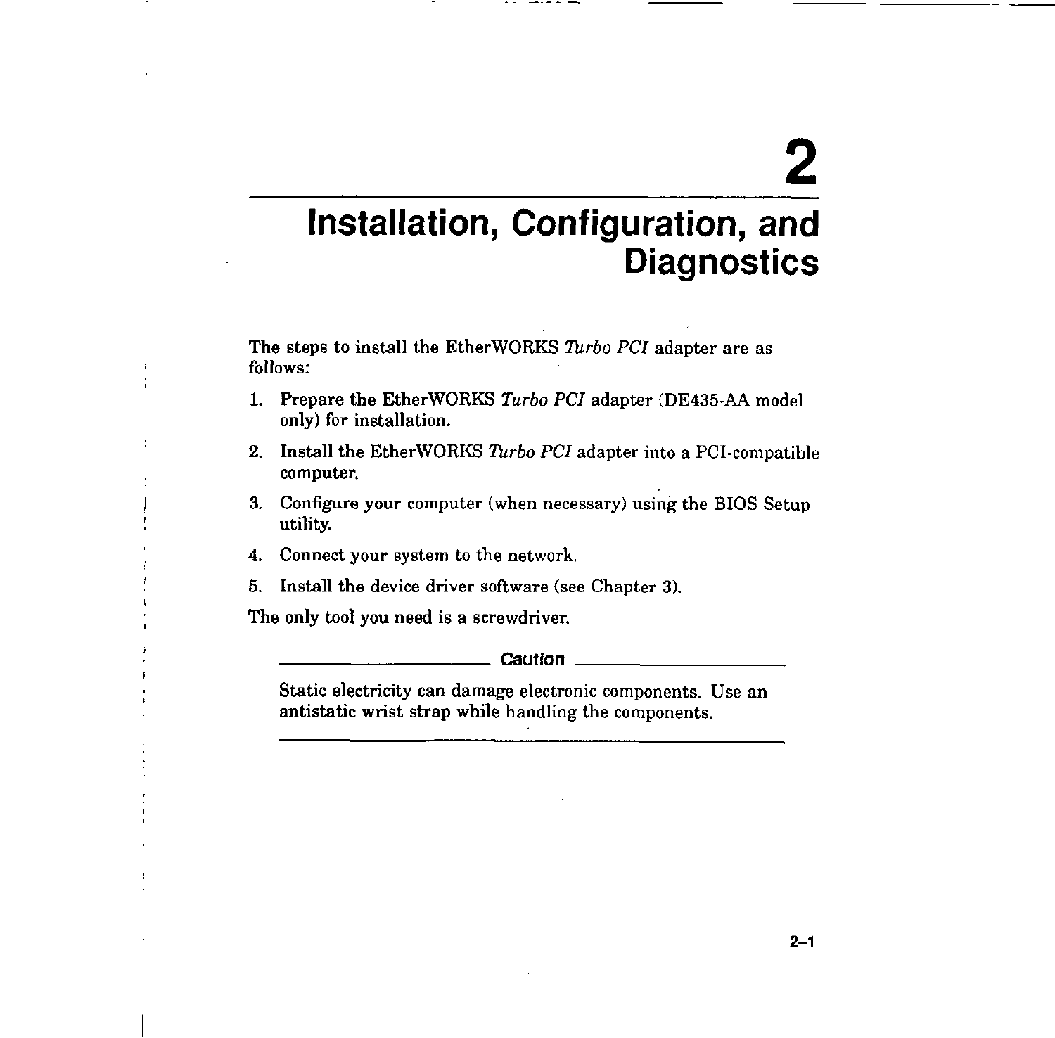# 2 Installation, Configuration, and Diagnostics

The steps to install the EtherWORKS *Turbo PCI* adapter are as follows:

1. Prepare the EtherWORKS *Turbo PCI* adapter (DE435-AA model only) for installation.
2. Install the EtherWORKS *Turbo PCI* adapter into a PCI-compatible computer.
3. Configure your computer (when necessary) using the BIOS Setup utility.
4. Connect your system to the network.
5. Install the device driver software (see Chapter 3).

The only tool you need is a screwdriver.

---

**Caution**

Static electricity can damage electronic components. Use an antistatic wrist strap while handling the components.

---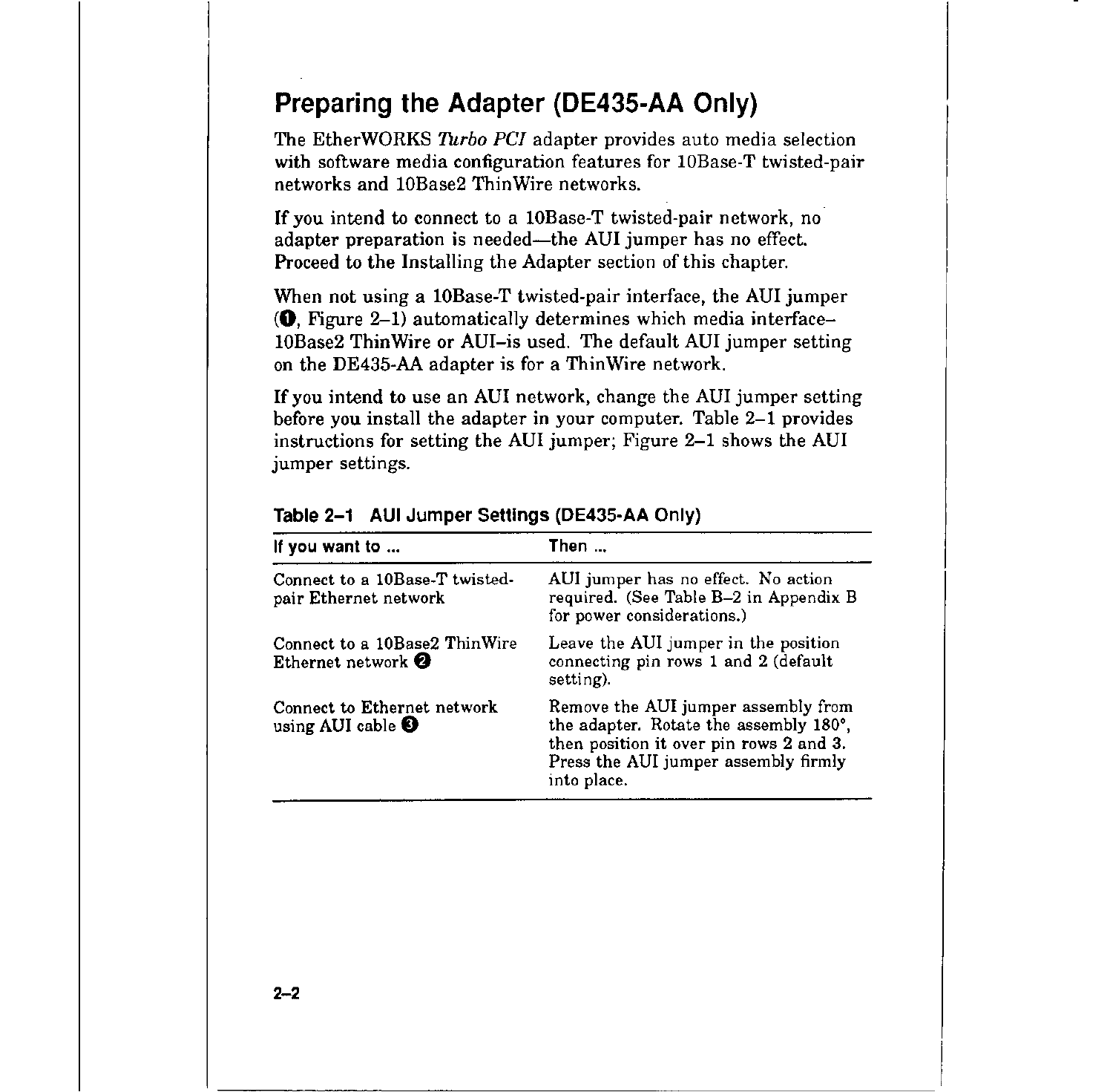## Preparing the Adapter (DE435-AA Only)

The EtherWORKS *Turbo PCI* adapter provides auto media selection with software media configuration features for 10Base-T twisted-pair networks and 10Base2 ThinWire networks.

If you intend to connect to a 10Base-T twisted-pair network, no adapter preparation is needed—the AUI jumper has no effect. Proceed to the Installing the Adapter section of this chapter.

When not using a 10Base-T twisted-pair interface, the AUI jumper (❶, Figure 2–1) automatically determines which media interface–10Base2 ThinWire or AUI–is used. The default AUI jumper setting on the DE435-AA adapter is for a ThinWire network.

If you intend to use an AUI network, change the AUI jumper setting before you install the adapter in your computer. Table 2–1 provides instructions for setting the AUI jumper; Figure 2–1 shows the AUI jumper settings.

**Table 2–1 AUI Jumper Settings (DE435-AA Only)**

| If you want to ... | Then ... |
|---|---|
| Connect to a 10Base-T twisted-pair Ethernet network | AUI jumper has no effect. No action required. (See Table B–2 in Appendix B for power considerations.) |
| Connect to a 10Base2 ThinWire Ethernet network ❷ | Leave the AUI jumper in the position connecting pin rows 1 and 2 (default setting). |
| Connect to Ethernet network using AUI cable ❸ | Remove the AUI jumper assembly from the adapter. Rotate the assembly 180°, then position it over pin rows 2 and 3. Press the AUI jumper assembly firmly into place. |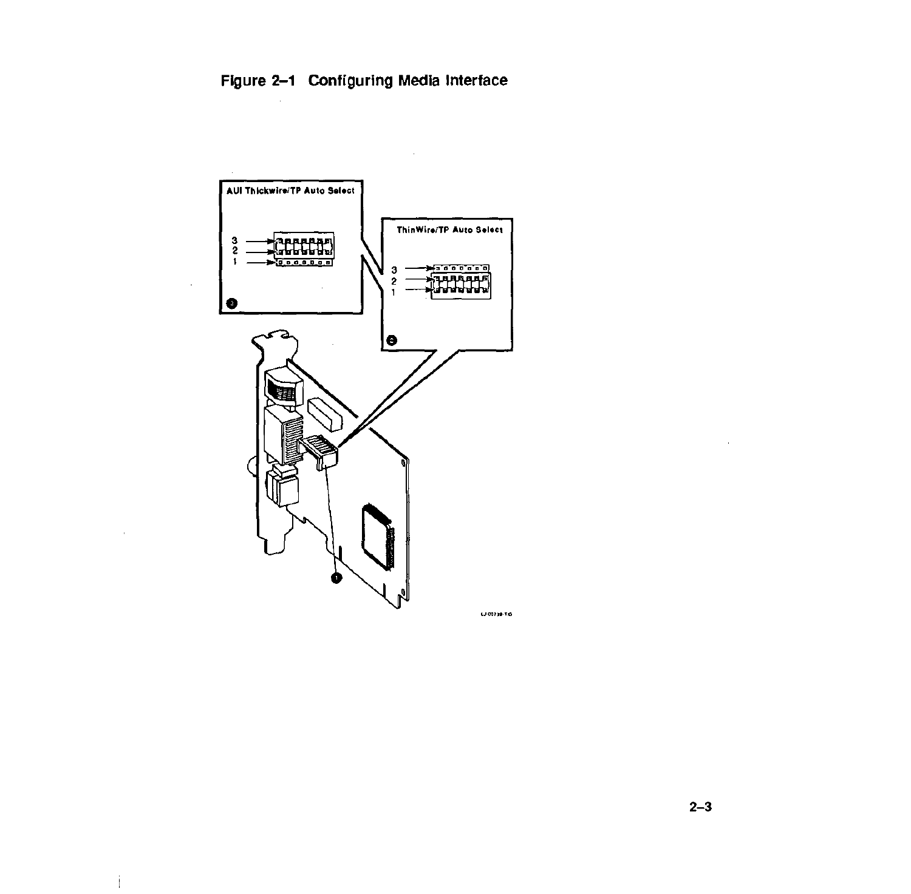**Figure 2–1 Configuring Media Interface**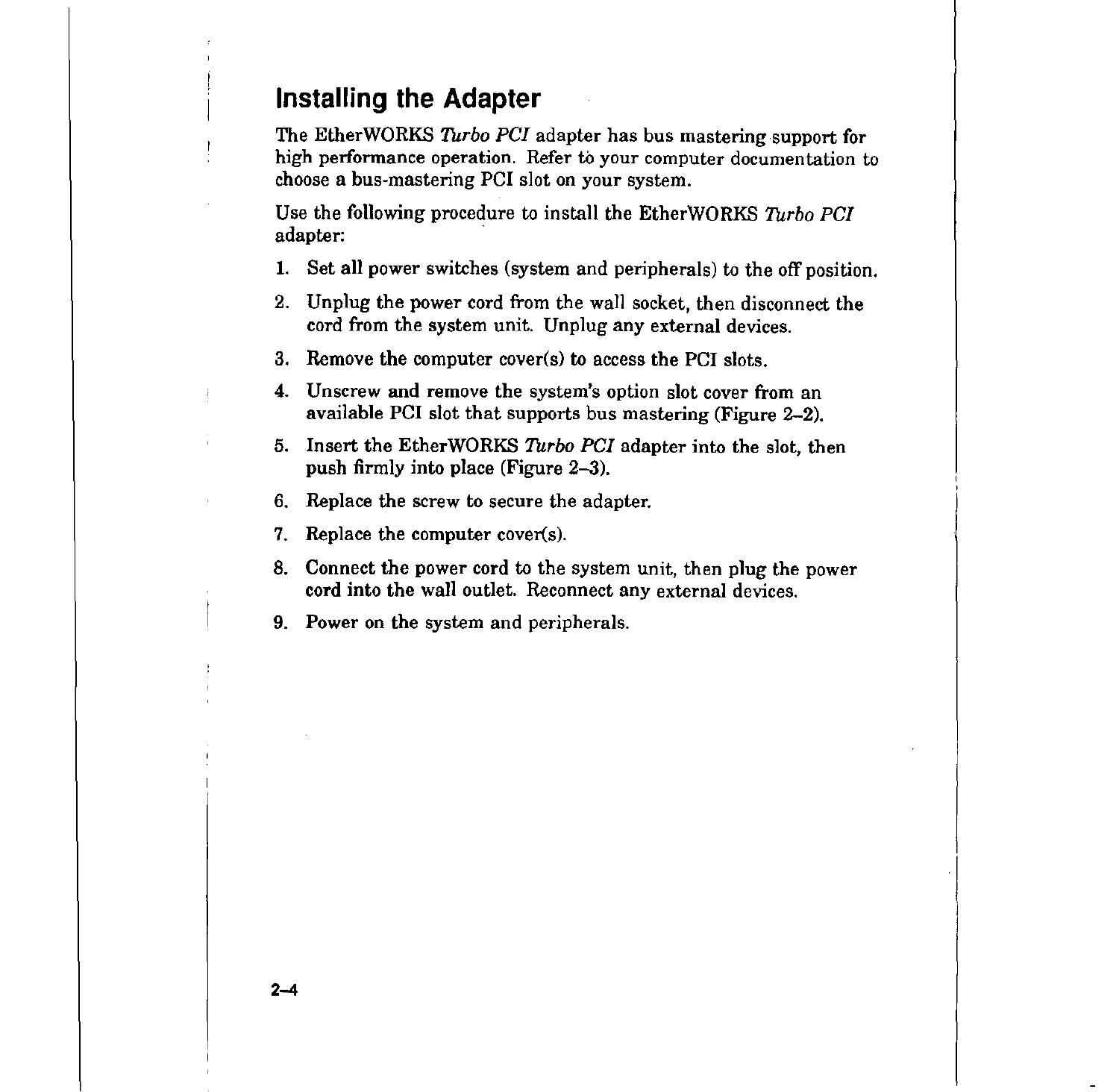## Installing the Adapter

The EtherWORKS *Turbo PCI* adapter has bus mastering support for high performance operation. Refer to your computer documentation to choose a bus-mastering PCI slot on your system.

Use the following procedure to install the EtherWORKS *Turbo PCI* adapter:

1. Set all power switches (system and peripherals) to the off position.
2. Unplug the power cord from the wall socket, then disconnect the cord from the system unit. Unplug any external devices.
3. Remove the computer cover(s) to access the PCI slots.
4. Unscrew and remove the system's option slot cover from an available PCI slot that supports bus mastering (Figure 2–2).
5. Insert the EtherWORKS *Turbo PCI* adapter into the slot, then push firmly into place (Figure 2–3).
6. Replace the screw to secure the adapter.
7. Replace the computer cover(s).
8. Connect the power cord to the system unit, then plug the power cord into the wall outlet. Reconnect any external devices.
9. Power on the system and peripherals.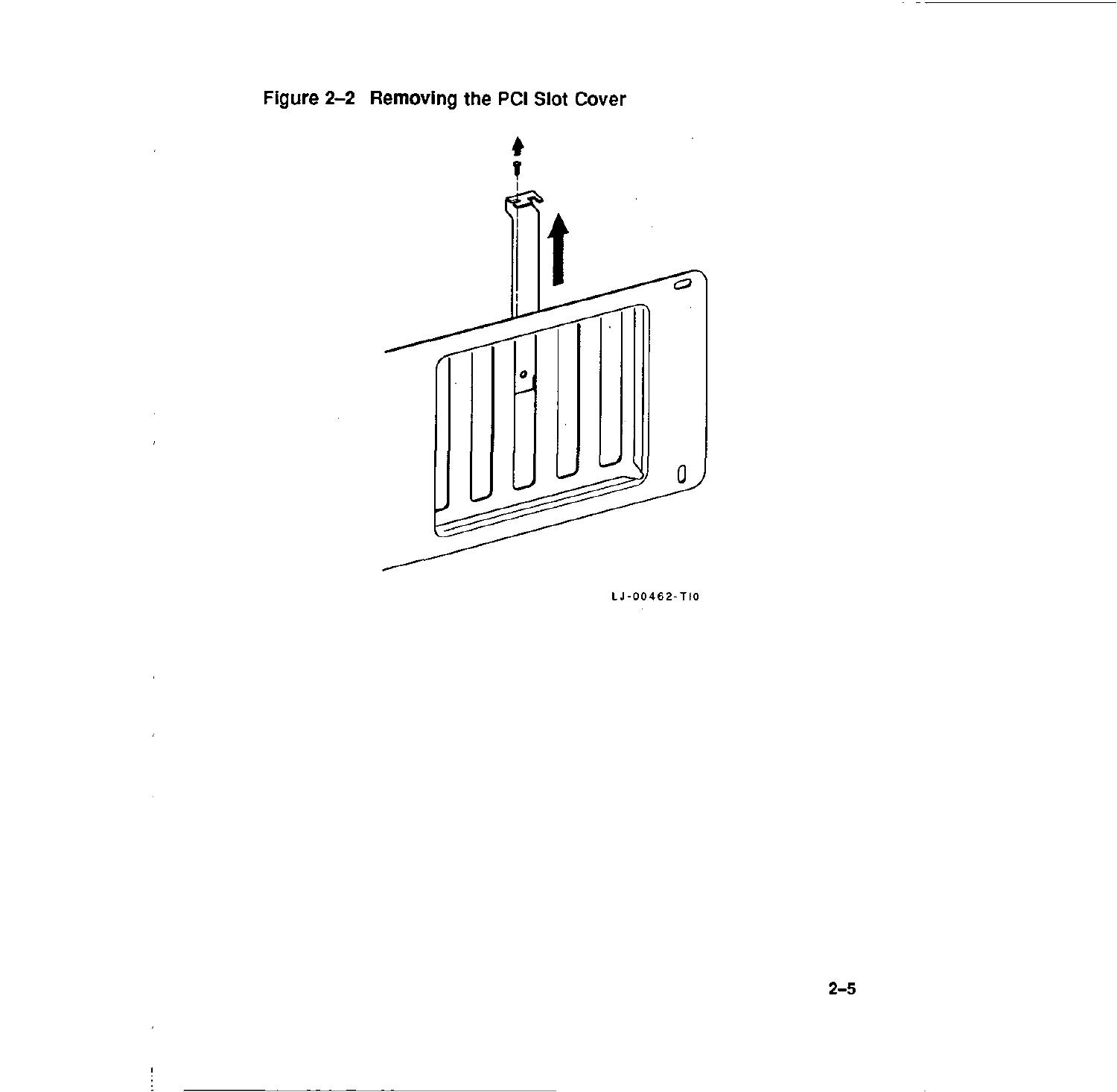**Figure 2–2 Removing the PCI Slot Cover**

LJ-00462-TI0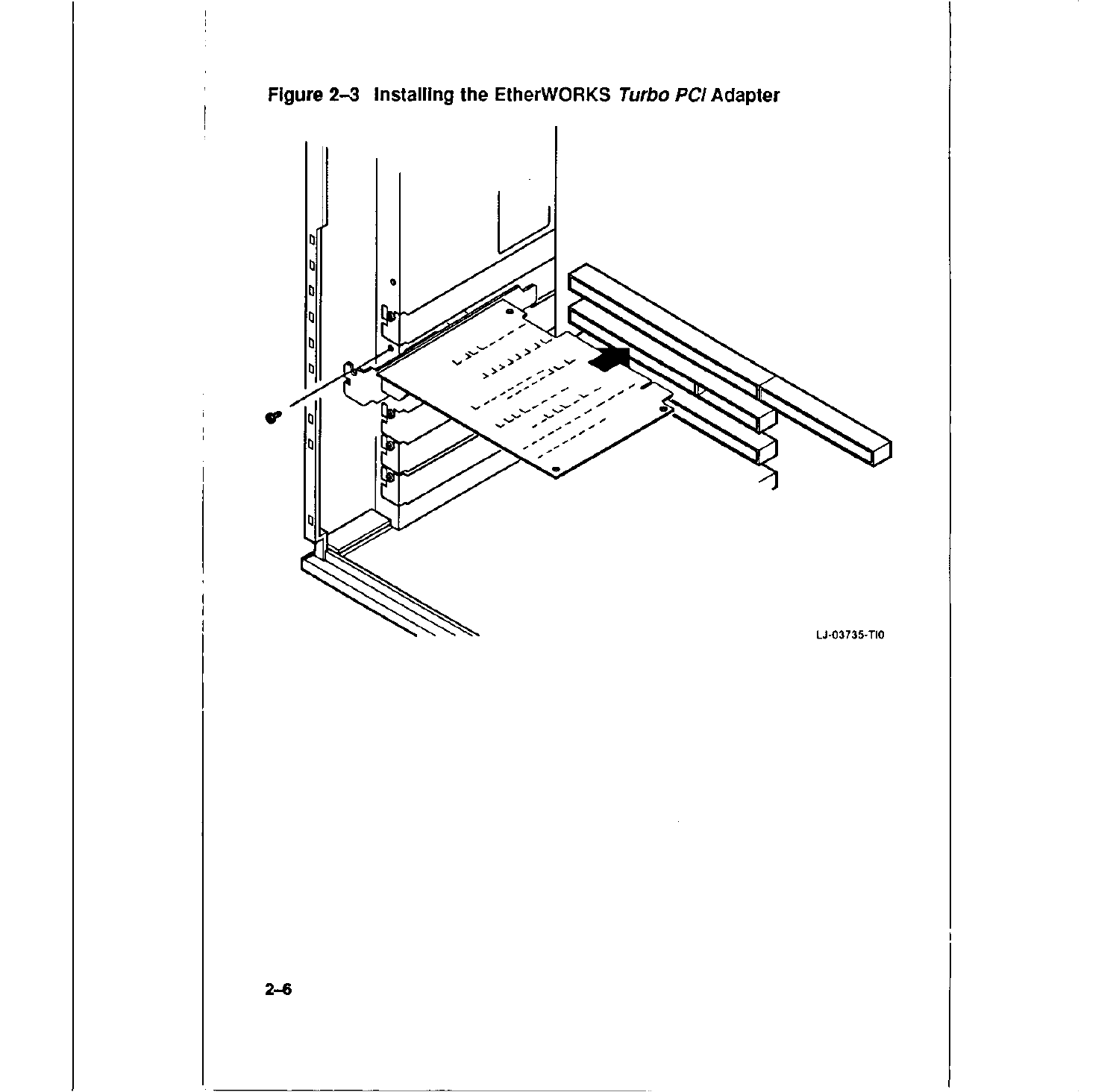**Figure 2–3 Installing the EtherWORKS *Turbo PCI* Adapter**

LJ-03735-TI0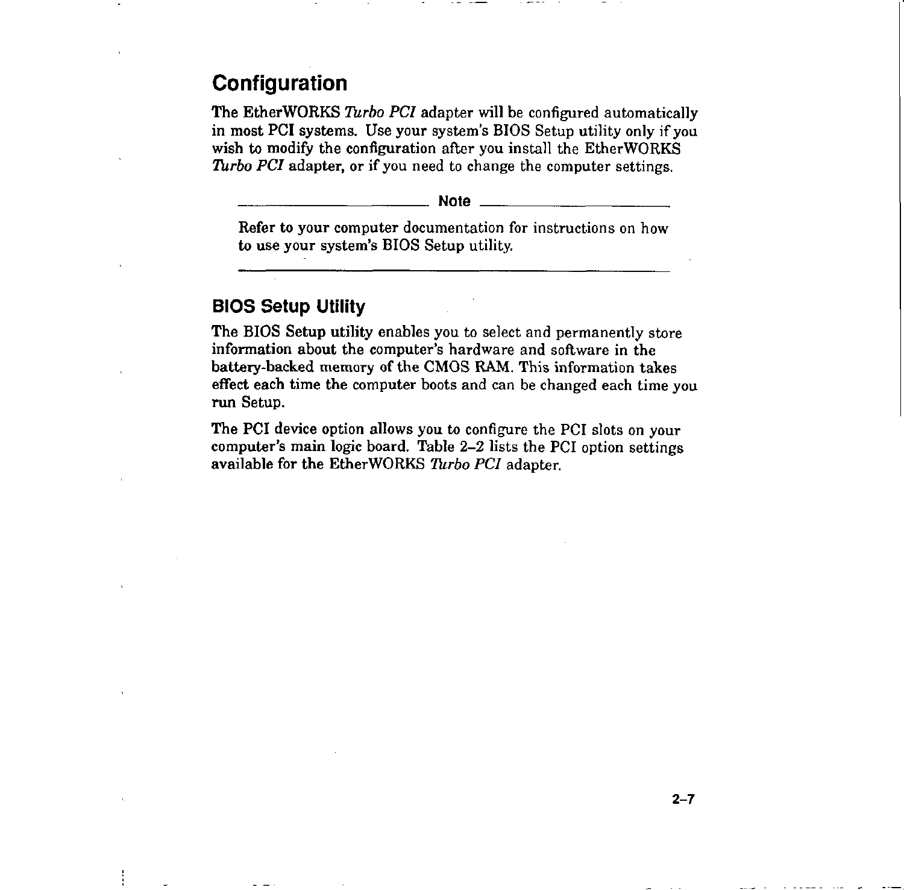## Configuration

The EtherWORKS *Turbo PCI* adapter will be configured automatically in most PCI systems. Use your system's BIOS Setup utility only if you wish to modify the configuration after you install the EtherWORKS *Turbo PCI* adapter, or if you need to change the computer settings.

---

**Note**

Refer to your computer documentation for instructions on how to use your system's BIOS Setup utility.

---

### BIOS Setup Utility

The BIOS Setup utility enables you to select and permanently store information about the computer's hardware and software in the battery-backed memory of the CMOS RAM. This information takes effect each time the computer boots and can be changed each time you run Setup.

The PCI device option allows you to configure the PCI slots on your computer's main logic board. Table 2–2 lists the PCI option settings available for the EtherWORKS *Turbo PCI* adapter.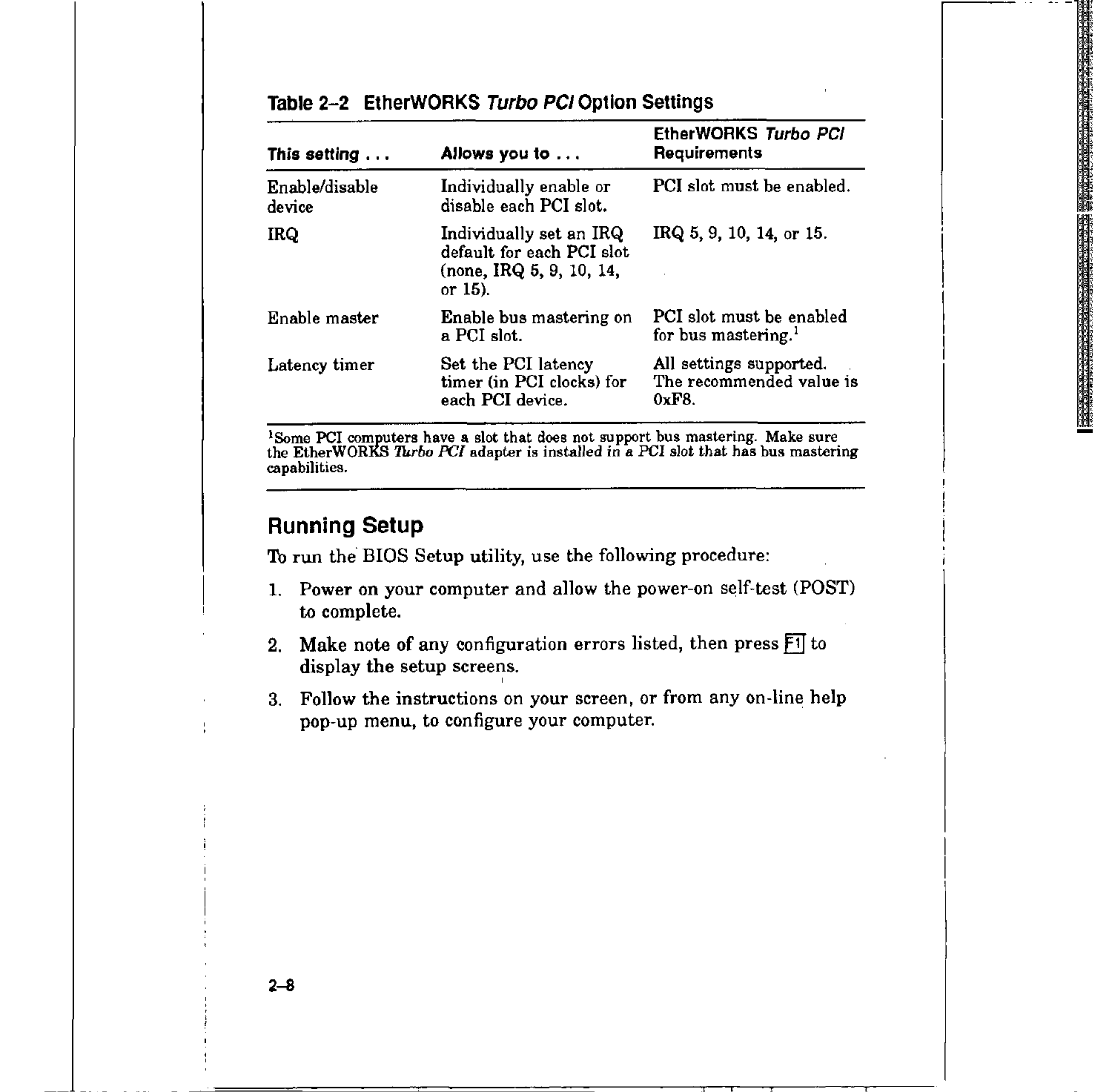**Table 2–2 EtherWORKS *Turbo PCI* Option Settings**

| This setting . . . | Allows you to . . . | EtherWORKS *Turbo PCI* Requirements |
|---|---|---|
| Enable/disable device | Individually enable or disable each PCI slot. | PCI slot must be enabled. |
| IRQ | Individually set an IRQ default for each PCI slot (none, IRQ 5, 9, 10, 14, or 15). | IRQ 5, 9, 10, 14, or 15. |
| Enable master | Enable bus mastering on a PCI slot. | PCI slot must be enabled for bus mastering.[1] |
| Latency timer | Set the PCI latency timer (in PCI clocks) for each PCI device. | All settings supported. The recommended value is 0xF8. |

[1]Some PCI computers have a slot that does not support bus mastering. Make sure the EtherWORKS *Turbo PCI* adapter is installed in a PCI slot that has bus mastering capabilities.

## Running Setup

To run the BIOS Setup utility, use the following procedure:

1. Power on your computer and allow the power-on self-test (POST) to complete.
2. Make note of any configuration errors listed, then press F1 to display the setup screens.
3. Follow the instructions on your screen, or from any on-line help pop-up menu, to configure your computer.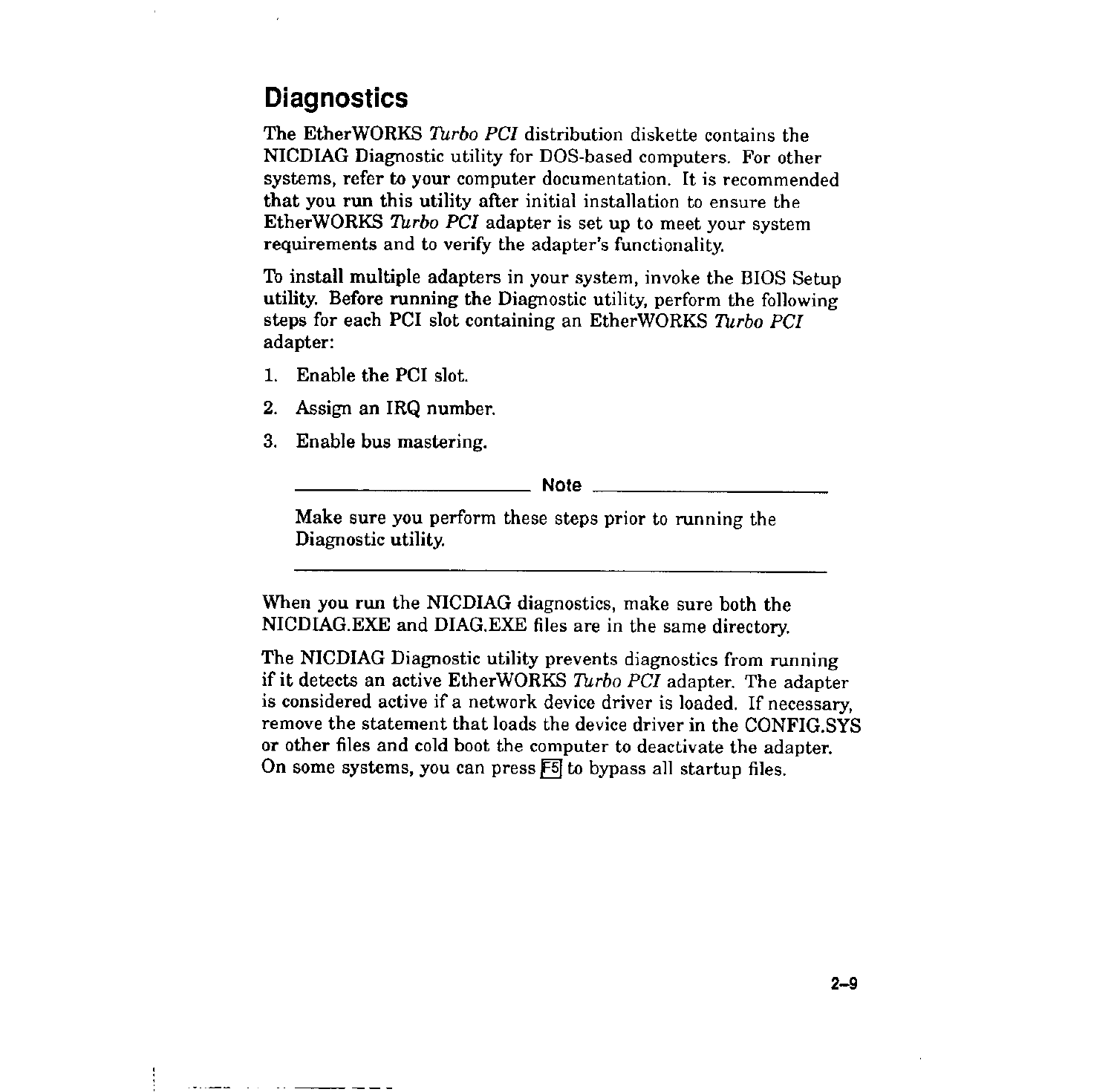## Diagnostics

The EtherWORKS *Turbo PCI* distribution diskette contains the NICDIAG Diagnostic utility for DOS-based computers. For other systems, refer to your computer documentation. It is recommended that you run this utility after initial installation to ensure the EtherWORKS *Turbo PCI* adapter is set up to meet your system requirements and to verify the adapter's functionality.

To install multiple adapters in your system, invoke the BIOS Setup utility. Before running the Diagnostic utility, perform the following steps for each PCI slot containing an EtherWORKS *Turbo PCI* adapter:

1. Enable the PCI slot.
2. Assign an IRQ number.
3. Enable bus mastering.

**Note**

Make sure you perform these steps prior to running the Diagnostic utility.

---

When you run the NICDIAG diagnostics, make sure both the NICDIAG.EXE and DIAG.EXE files are in the same directory.

The NICDIAG Diagnostic utility prevents diagnostics from running if it detects an active EtherWORKS *Turbo PCI* adapter. The adapter is considered active if a network device driver is loaded. If necessary, remove the statement that loads the device driver in the CONFIG.SYS or other files and cold boot the computer to deactivate the adapter. On some systems, you can press F5 to bypass all startup files.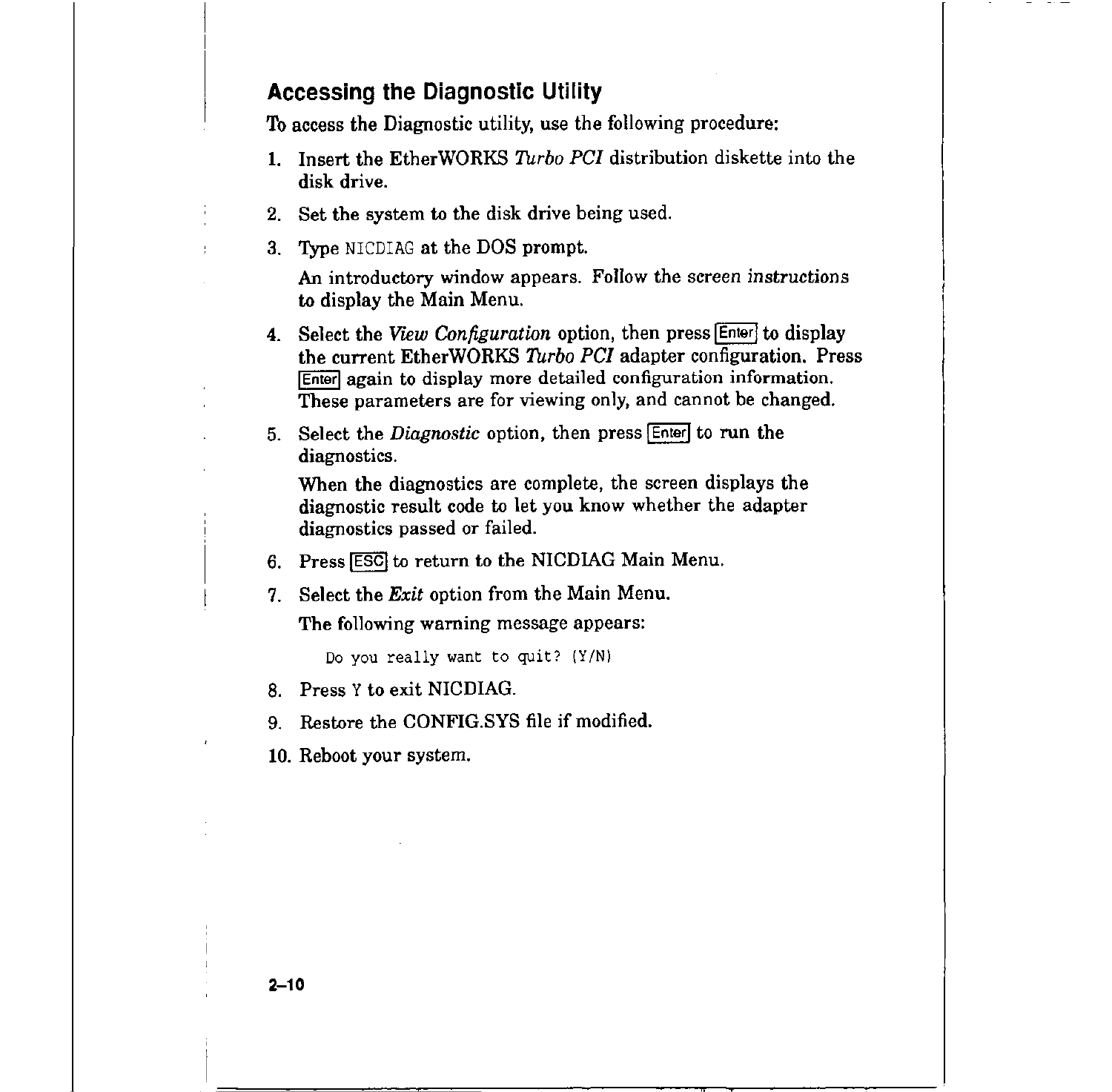## Accessing the Diagnostic Utility

To access the Diagnostic utility, use the following procedure:

1. Insert the EtherWORKS *Turbo PCI* distribution diskette into the disk drive.
2. Set the system to the disk drive being used.
3. Type `NICDIAG` at the DOS prompt.

   An introductory window appears. Follow the screen instructions to display the Main Menu.
4. Select the *View Configuration* option, then press [Enter] to display the current EtherWORKS *Turbo PCI* adapter configuration. Press [Enter] again to display more detailed configuration information. These parameters are for viewing only, and cannot be changed.
5. Select the *Diagnostic* option, then press [Enter] to run the diagnostics.

   When the diagnostics are complete, the screen displays the diagnostic result code to let you know whether the adapter diagnostics passed or failed.
6. Press [ESC] to return to the NICDIAG Main Menu.
7. Select the *Exit* option from the Main Menu.

   The following warning message appears:

   ```
   Do you really want to quit? (Y/N)
   ```
8. Press `Y` to exit NICDIAG.
9. Restore the CONFIG.SYS file if modified.
10. Reboot your system.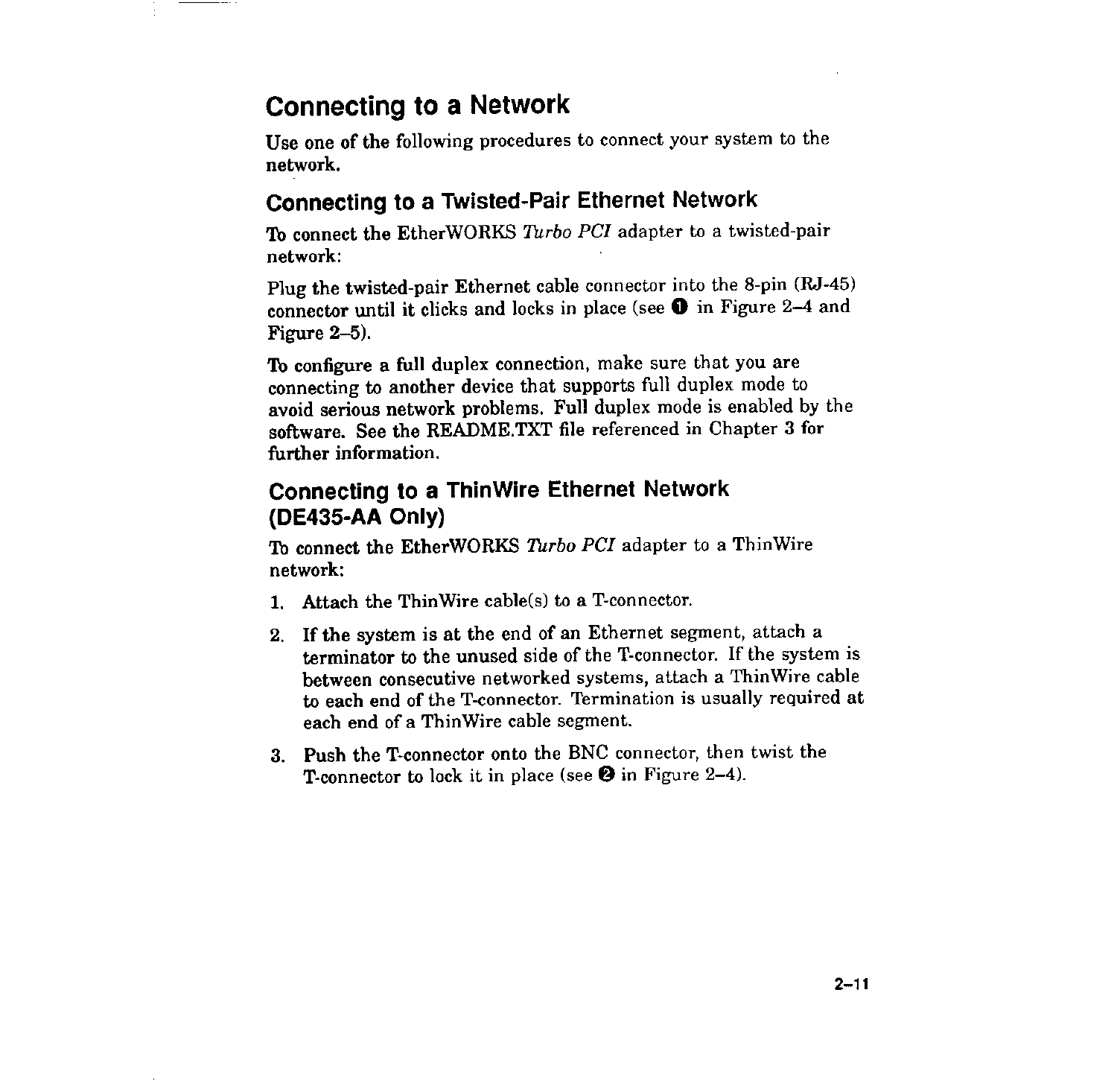# Connecting to a Network

Use one of the following procedures to connect your system to the network.

## Connecting to a Twisted-Pair Ethernet Network

To connect the EtherWORKS *Turbo PCI* adapter to a twisted-pair network:

Plug the twisted-pair Ethernet cable connector into the 8-pin (RJ-45) connector until it clicks and locks in place (see ❶ in Figure 2–4 and Figure 2–5).

To configure a full duplex connection, make sure that you are connecting to another device that supports full duplex mode to avoid serious network problems. Full duplex mode is enabled by the software. See the README.TXT file referenced in Chapter 3 for further information.

## Connecting to a ThinWire Ethernet Network (DE435-AA Only)

To connect the EtherWORKS *Turbo PCI* adapter to a ThinWire network:

1. Attach the ThinWire cable(s) to a T-connector.
2. If the system is at the end of an Ethernet segment, attach a terminator to the unused side of the T-connector. If the system is between consecutive networked systems, attach a ThinWire cable to each end of the T-connector. Termination is usually required at each end of a ThinWire cable segment.
3. Push the T-connector onto the BNC connector, then twist the T-connector to lock it in place (see ❷ in Figure 2–4).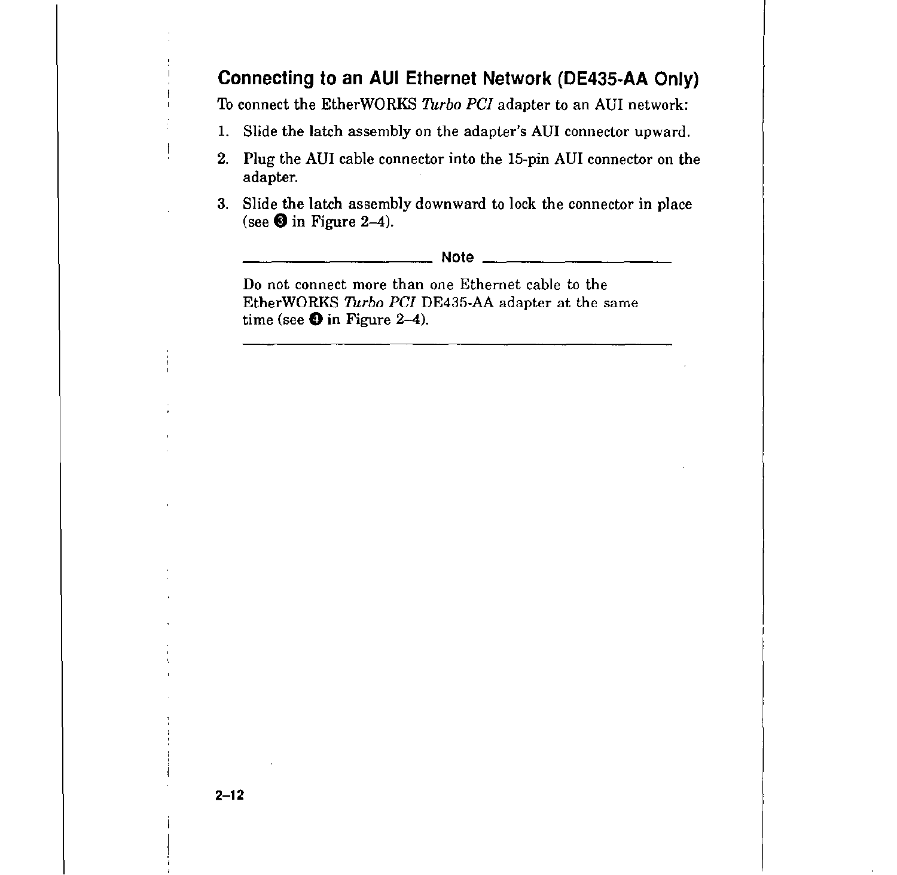## Connecting to an AUI Ethernet Network (DE435-AA Only)

To connect the EtherWORKS *Turbo PCI* adapter to an AUI network:

1. Slide the latch assembly on the adapter's AUI connector upward.
2. Plug the AUI cable connector into the 15-pin AUI connector on the adapter.
3. Slide the latch assembly downward to lock the connector in place (see ❸ in Figure 2–4).

**Note**

Do not connect more than one Ethernet cable to the EtherWORKS *Turbo PCI* DE435-AA adapter at the same time (see ❹ in Figure 2–4).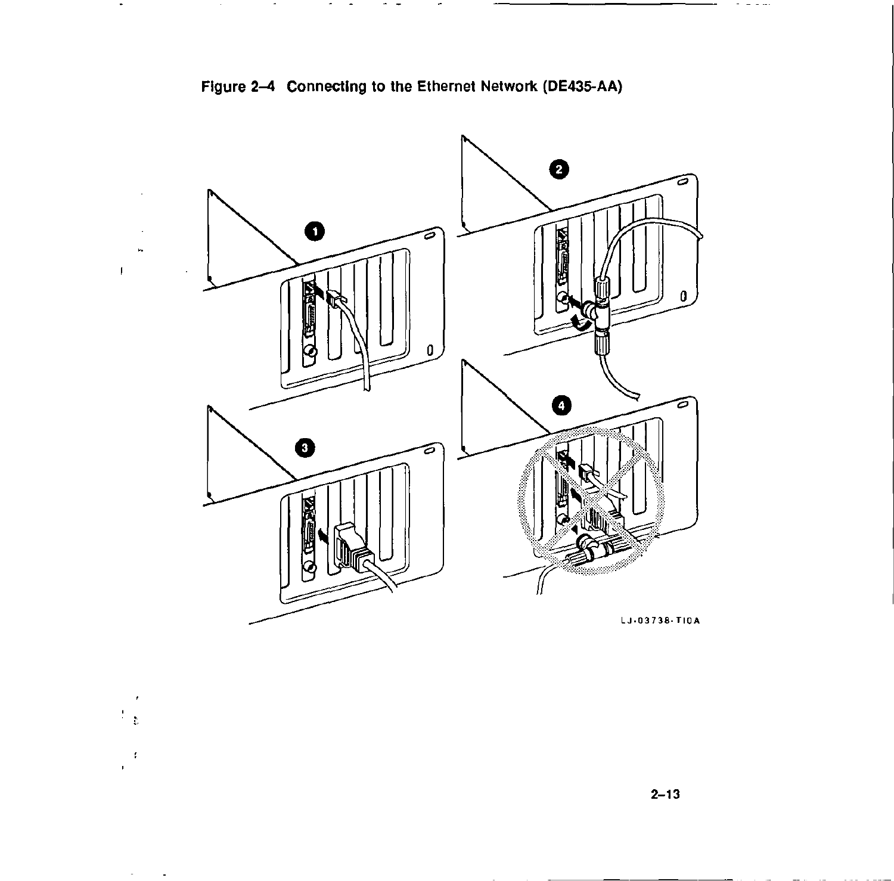**Figure 2–4 Connecting to the Ethernet Network (DE435-AA)**

LJ-03738-TI0A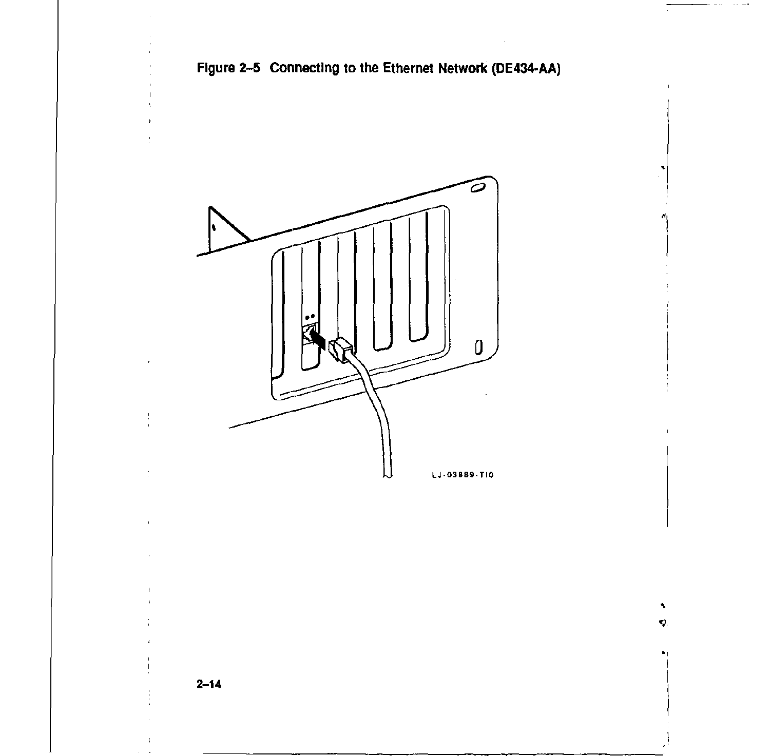**Figure 2–5 Connecting to the Ethernet Network (DE434-AA)**

LJ-03889-TI0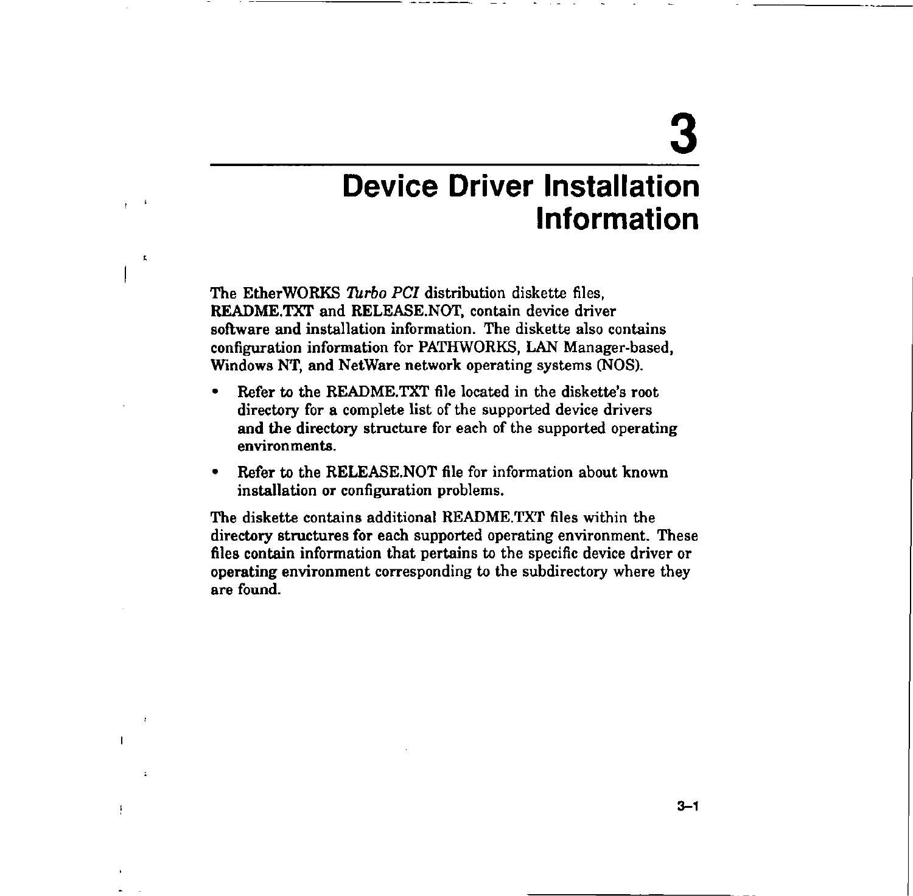# 3 Device Driver Installation Information

The EtherWORKS *Turbo PCI* distribution diskette files, README.TXT and RELEASE.NOT, contain device driver software and installation information. The diskette also contains configuration information for PATHWORKS, LAN Manager-based, Windows NT, and NetWare network operating systems (NOS).

- Refer to the README.TXT file located in the diskette's root directory for a complete list of the supported device drivers and the directory structure for each of the supported operating environments.
- Refer to the RELEASE.NOT file for information about known installation or configuration problems.

The diskette contains additional README.TXT files within the directory structures for each supported operating environment. These files contain information that pertains to the specific device driver or operating environment corresponding to the subdirectory where they are found.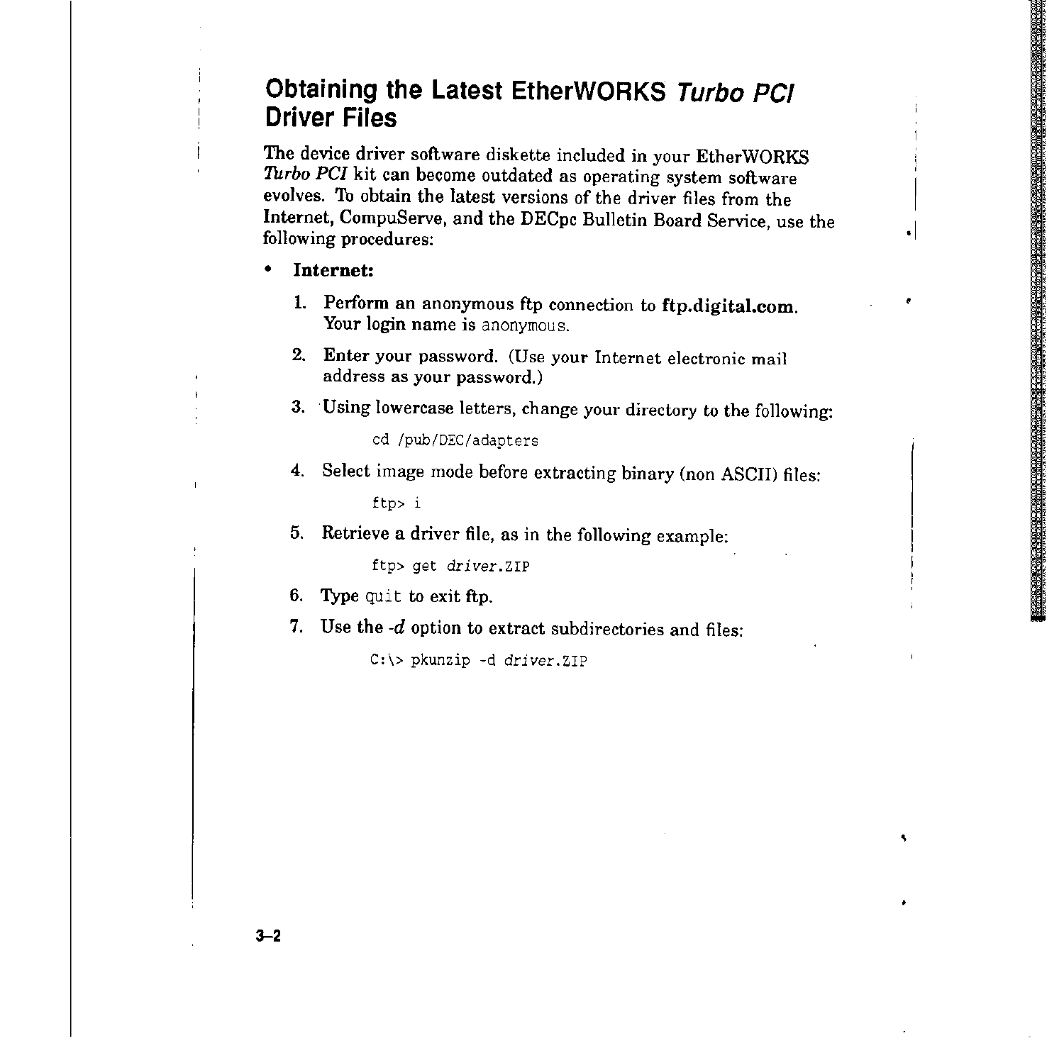## Obtaining the Latest EtherWORKS *Turbo PCI* Driver Files

The device driver software diskette included in your EtherWORKS *Turbo PCI* kit can become outdated as operating system software evolves. To obtain the latest versions of the driver files from the Internet, CompuServe, and the DECpc Bulletin Board Service, use the following procedures:

- **Internet:**

  1. Perform an anonymous ftp connection to **ftp.digital.com**. Your login name is `anonymous`.
  2. Enter your password. (Use your Internet electronic mail address as your password.)
  3. Using lowercase letters, change your directory to the following:

     ```
     cd /pub/DEC/adapters
     ```

  4. Select image mode before extracting binary (non ASCII) files:

     ```
     ftp> i
     ```

  5. Retrieve a driver file, as in the following example:

     ```
     ftp> get driver.ZIP
     ```

  6. Type `quit` to exit ftp.
  7. Use the *-d* option to extract subdirectories and files:

     ```
     C:\> pkunzip -d driver.ZIP
     ```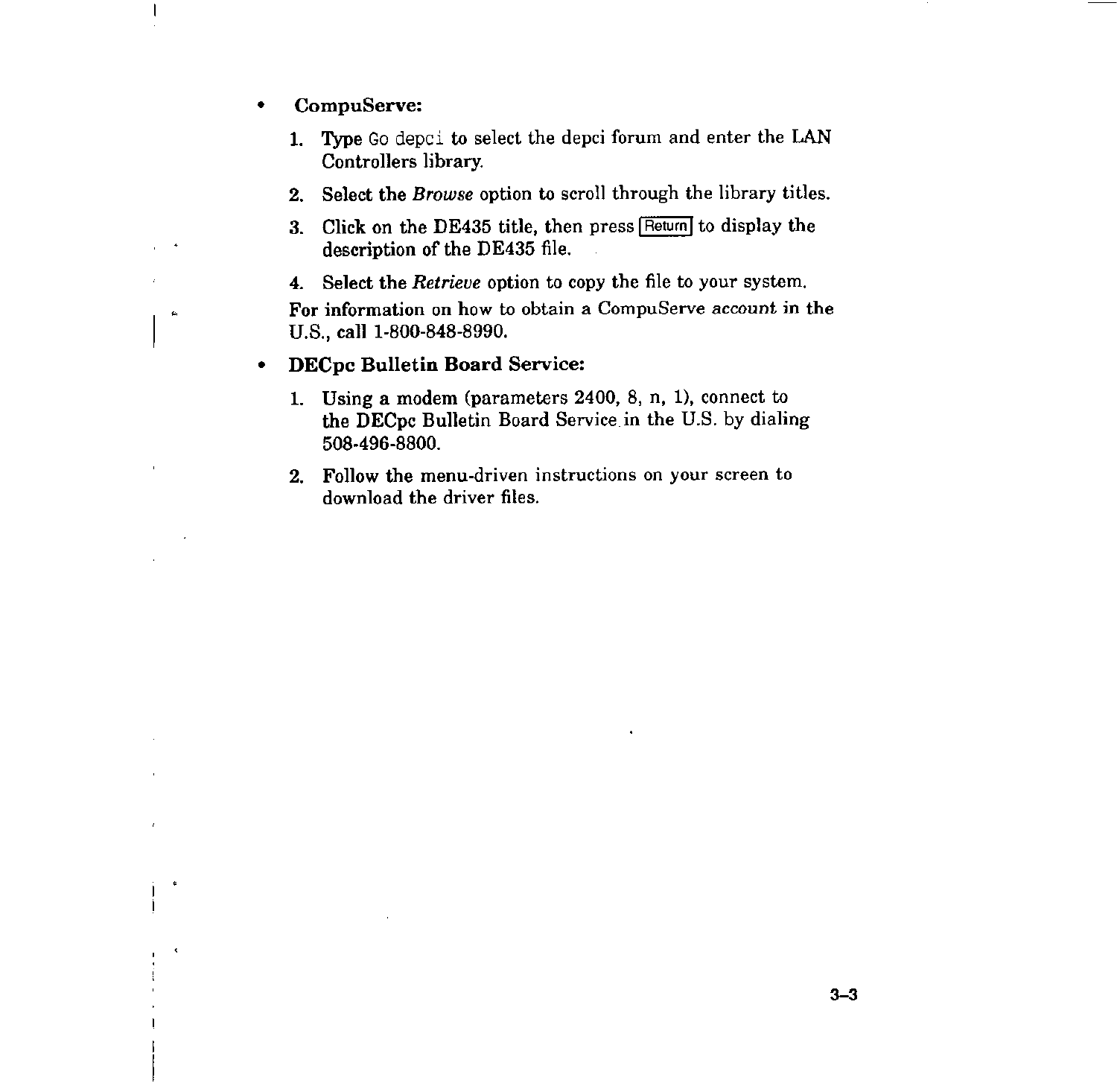- **CompuServe:**

  1. Type `Go depci` to select the depci forum and enter the LAN Controllers library.
  2. Select the *Browse* option to scroll through the library titles.
  3. Click on the DE435 title, then press Return to display the description of the DE435 file.
  4. Select the *Retrieve* option to copy the file to your system.

  For information on how to obtain a CompuServe account in the U.S., call 1-800-848-8990.

- **DECpc Bulletin Board Service:**

  1. Using a modem (parameters 2400, 8, n, 1), connect to the DECpc Bulletin Board Service in the U.S. by dialing 508-496-8800.
  2. Follow the menu-driven instructions on your screen to download the driver files.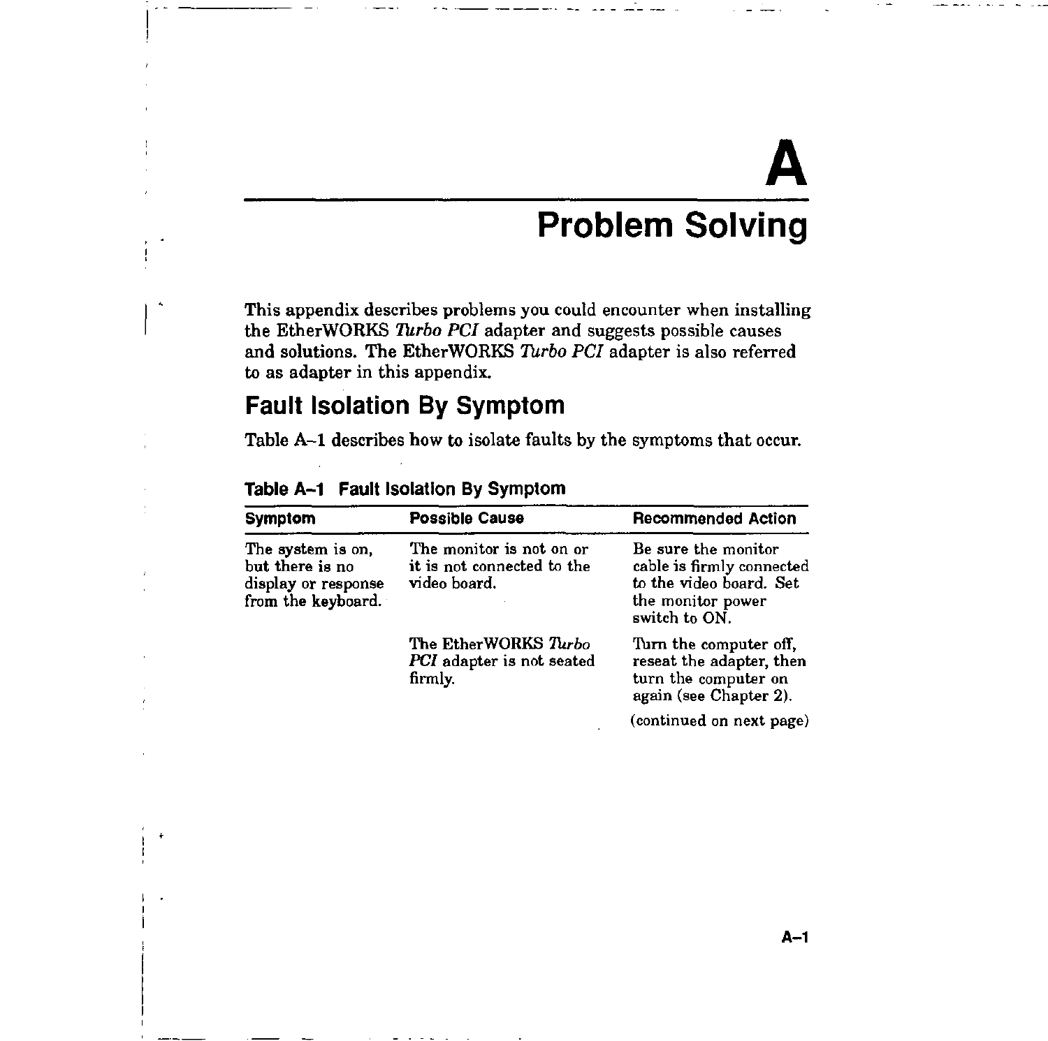# A

# Problem Solving

This appendix describes problems you could encounter when installing the EtherWORKS *Turbo PCI* adapter and suggests possible causes and solutions. The EtherWORKS *Turbo PCI* adapter is also referred to as adapter in this appendix.

## Fault Isolation By Symptom

Table A–1 describes how to isolate faults by the symptoms that occur.

**Table A–1 Fault Isolation By Symptom**

| Symptom | Possible Cause | Recommended Action |
|---|---|---|
| The system is on, but there is no display or response from the keyboard. | The monitor is not on or it is not connected to the video board. | Be sure the monitor cable is firmly connected to the video board. Set the monitor power switch to ON. |
| | The EtherWORKS *Turbo PCI* adapter is not seated firmly. | Turn the computer off, reseat the adapter, then turn the computer on again (see Chapter 2). |

(continued on next page)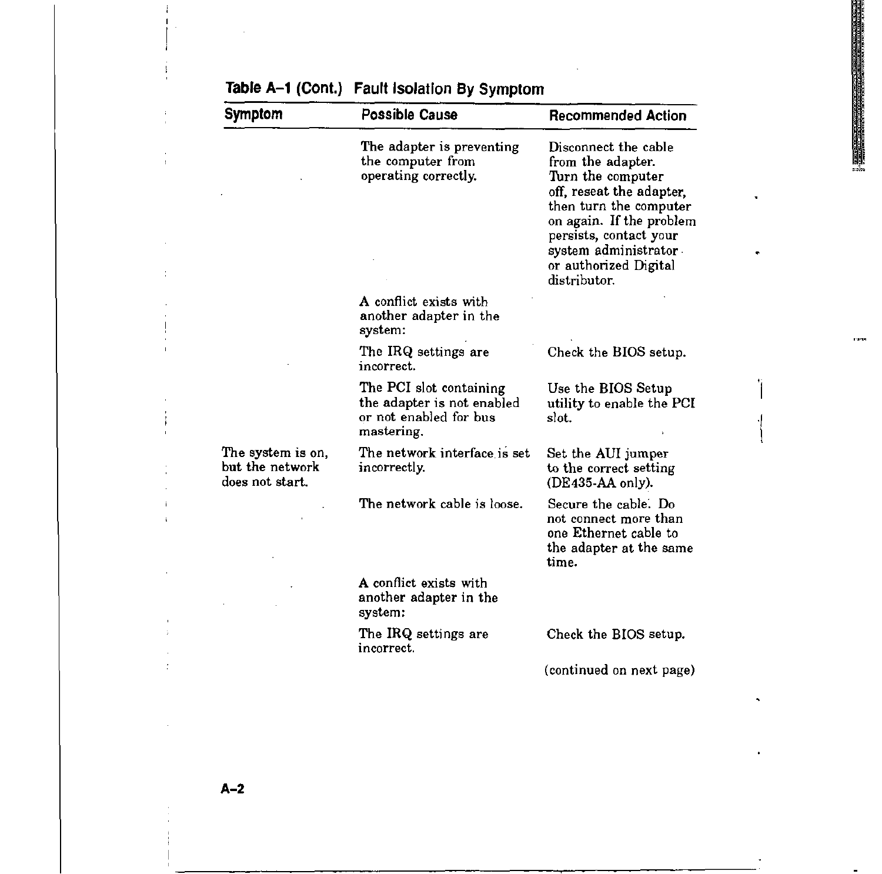**Table A–1 (Cont.) Fault Isolation By Symptom**

| Symptom | Possible Cause | Recommended Action |
|---|---|---|
| | The adapter is preventing the computer from operating correctly. | Disconnect the cable from the adapter. Turn the computer off, reseat the adapter, then turn the computer on again. If the problem persists, contact your system administrator or authorized Digital distributor. |
| | A conflict exists with another adapter in the system: | |
| | The IRQ settings are incorrect. | Check the BIOS setup. |
| | The PCI slot containing the adapter is not enabled or not enabled for bus mastering. | Use the BIOS Setup utility to enable the PCI slot. |
| The system is on, but the network does not start. | The network interface is set incorrectly. | Set the AUI jumper to the correct setting (DE435-AA only). |
| | The network cable is loose. | Secure the cable. Do not connect more than one Ethernet cable to the adapter at the same time. |
| | A conflict exists with another adapter in the system: | |
| | The IRQ settings are incorrect. | Check the BIOS setup. |

(continued on next page)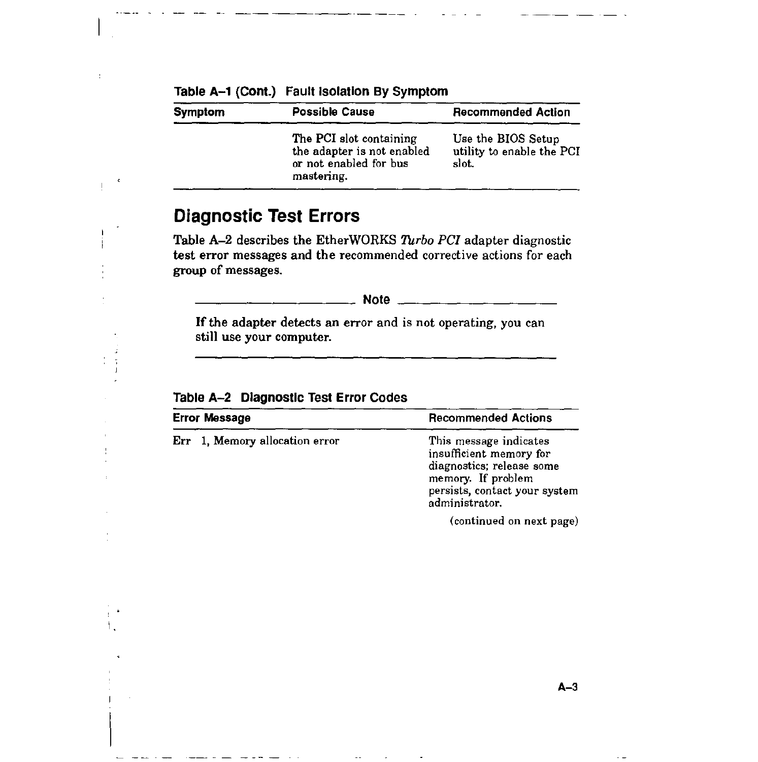**Table A–1 (Cont.) Fault Isolation By Symptom**

| Symptom | Possible Cause | Recommended Action |
|---|---|---|
| | The PCI slot containing the adapter is not enabled or not enabled for bus mastering. | Use the BIOS Setup utility to enable the PCI slot. |

## Diagnostic Test Errors

Table A–2 describes the EtherWORKS *Turbo PCI* adapter diagnostic test error messages and the recommended corrective actions for each group of messages.

---

**Note**

If the adapter detects an error and is not operating, you can still use your computer.

---

**Table A–2 Diagnostic Test Error Codes**

| Error Message | Recommended Actions |
|---|---|
| Err 1, Memory allocation error | This message indicates insufficient memory for diagnostics; release some memory. If problem persists, contact your system administrator. |

(continued on next page)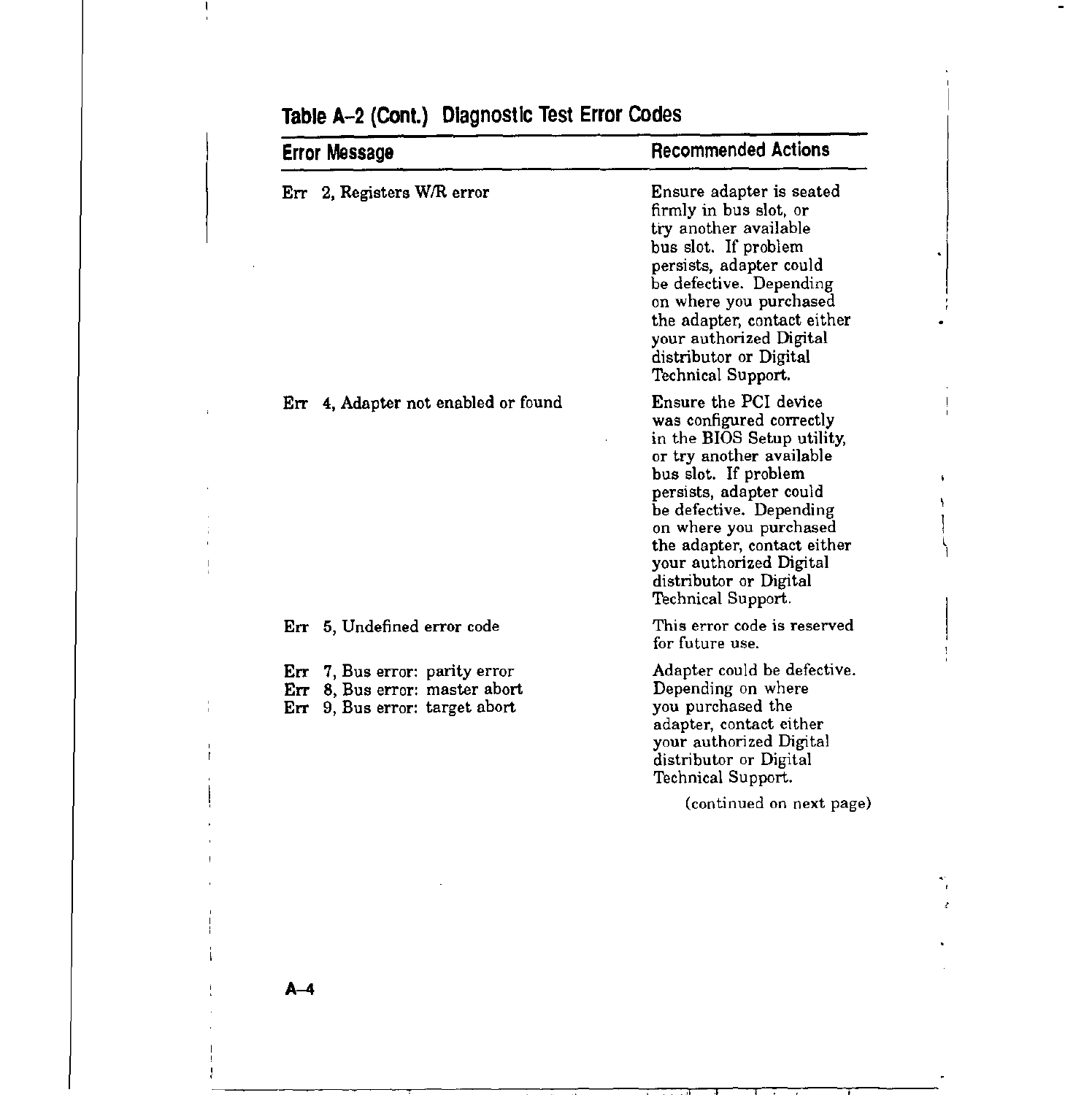**Table A–2 (Cont.) Diagnostic Test Error Codes**

| Error Message | Recommended Actions |
|---|---|
| Err 2, Registers W/R error | Ensure adapter is seated firmly in bus slot, or try another available bus slot. If problem persists, adapter could be defective. Depending on where you purchased the adapter, contact either your authorized Digital distributor or Digital Technical Support. |
| Err 4, Adapter not enabled or found | Ensure the PCI device was configured correctly in the BIOS Setup utility, or try another available bus slot. If problem persists, adapter could be defective. Depending on where you purchased the adapter, contact either your authorized Digital distributor or Digital Technical Support. |
| Err 5, Undefined error code | This error code is reserved for future use. |
| Err 7, Bus error: parity error<br>Err 8, Bus error: master abort<br>Err 9, Bus error: target abort | Adapter could be defective. Depending on where you purchased the adapter, contact either your authorized Digital distributor or Digital Technical Support. |

(continued on next page)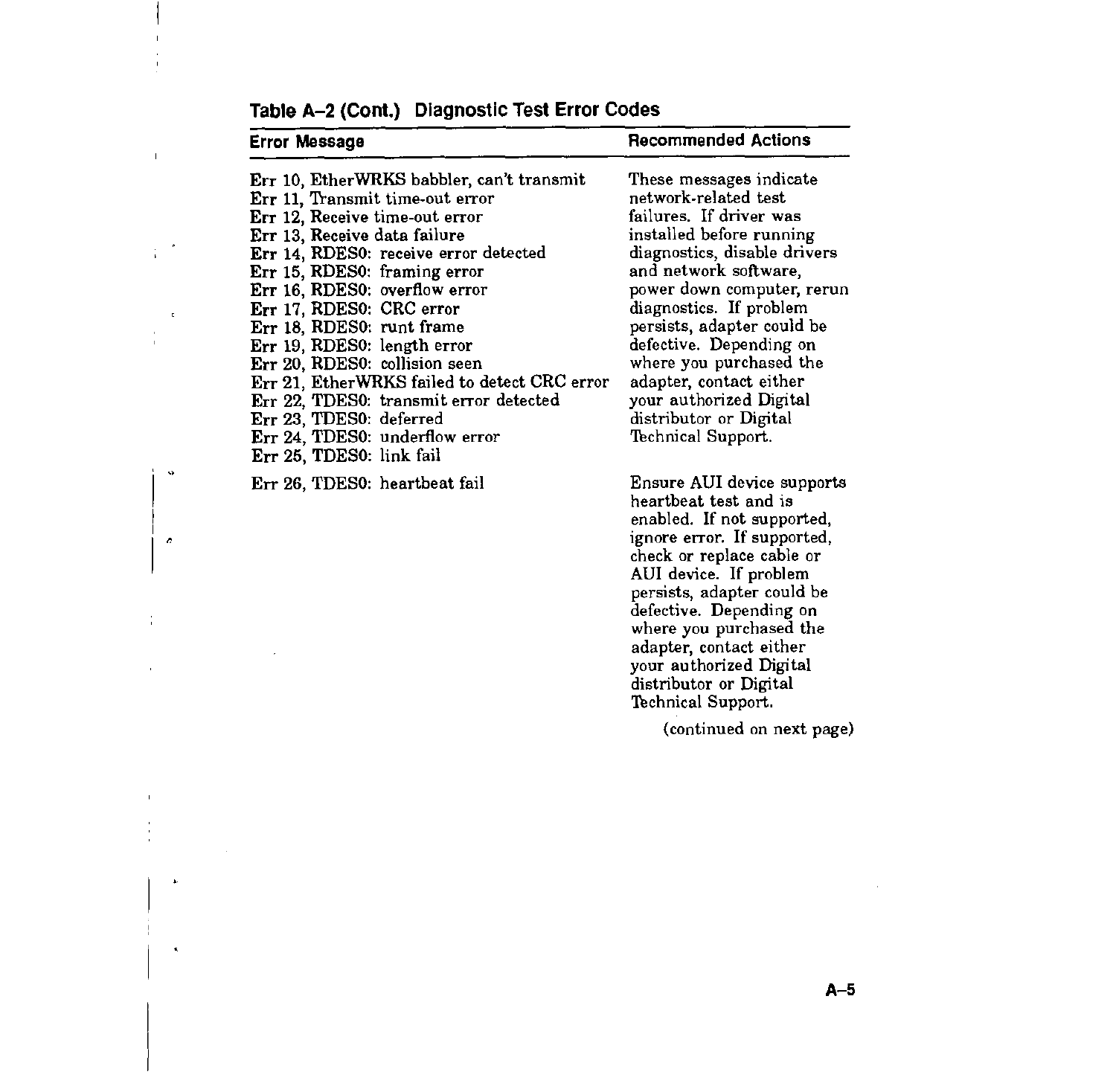**Table A–2 (Cont.) Diagnostic Test Error Codes**

| Error Message | Recommended Actions |
| --- | --- |
| Err 10, EtherWRKS babbler, can't transmit<br>Err 11, Transmit time-out error<br>Err 12, Receive time-out error<br>Err 13, Receive data failure<br>Err 14, RDES0: receive error detected<br>Err 15, RDES0: framing error<br>Err 16, RDES0: overflow error<br>Err 17, RDES0: CRC error<br>Err 18, RDES0: runt frame<br>Err 19, RDES0: length error<br>Err 20, RDES0: collision seen<br>Err 21, EtherWRKS failed to detect CRC error<br>Err 22, TDES0: transmit error detected<br>Err 23, TDES0: deferred<br>Err 24, TDES0: underflow error<br>Err 25, TDES0: link fail | These messages indicate network-related test failures. If driver was installed before running diagnostics, disable drivers and network software, power down computer, rerun diagnostics. If problem persists, adapter could be defective. Depending on where you purchased the adapter, contact either your authorized Digital distributor or Digital Technical Support. |
| Err 26, TDES0: heartbeat fail | Ensure AUI device supports heartbeat test and is enabled. If not supported, ignore error. If supported, check or replace cable or AUI device. If problem persists, adapter could be defective. Depending on where you purchased the adapter, contact either your authorized Digital distributor or Digital Technical Support. |

(continued on next page)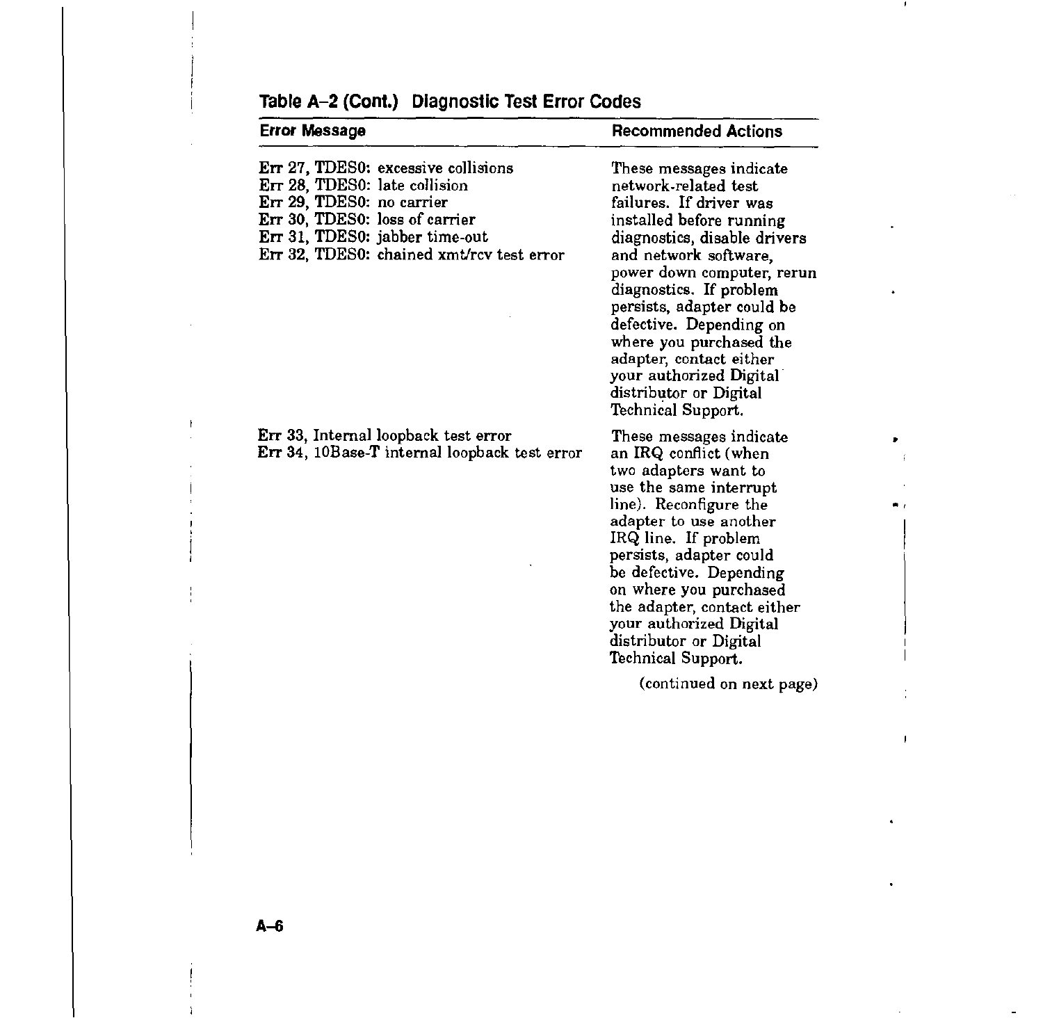**Table A–2 (Cont.) Diagnostic Test Error Codes**

| Error Message | Recommended Actions |
|---|---|
| Err 27, TDES0: excessive collisions<br>Err 28, TDES0: late collision<br>Err 29, TDES0: no carrier<br>Err 30, TDES0: loss of carrier<br>Err 31, TDES0: jabber time-out<br>Err 32, TDES0: chained xmt/rcv test error | These messages indicate network-related test failures. If driver was installed before running diagnostics, disable drivers and network software, power down computer, rerun diagnostics. If problem persists, adapter could be defective. Depending on where you purchased the adapter, contact either your authorized Digital distributor or Digital Technical Support. |
| Err 33, Internal loopback test error<br>Err 34, 10Base-T internal loopback test error | These messages indicate an IRQ conflict (when two adapters want to use the same interrupt line). Reconfigure the adapter to use another IRQ line. If problem persists, adapter could be defective. Depending on where you purchased the adapter, contact either your authorized Digital distributor or Digital Technical Support. |

(continued on next page)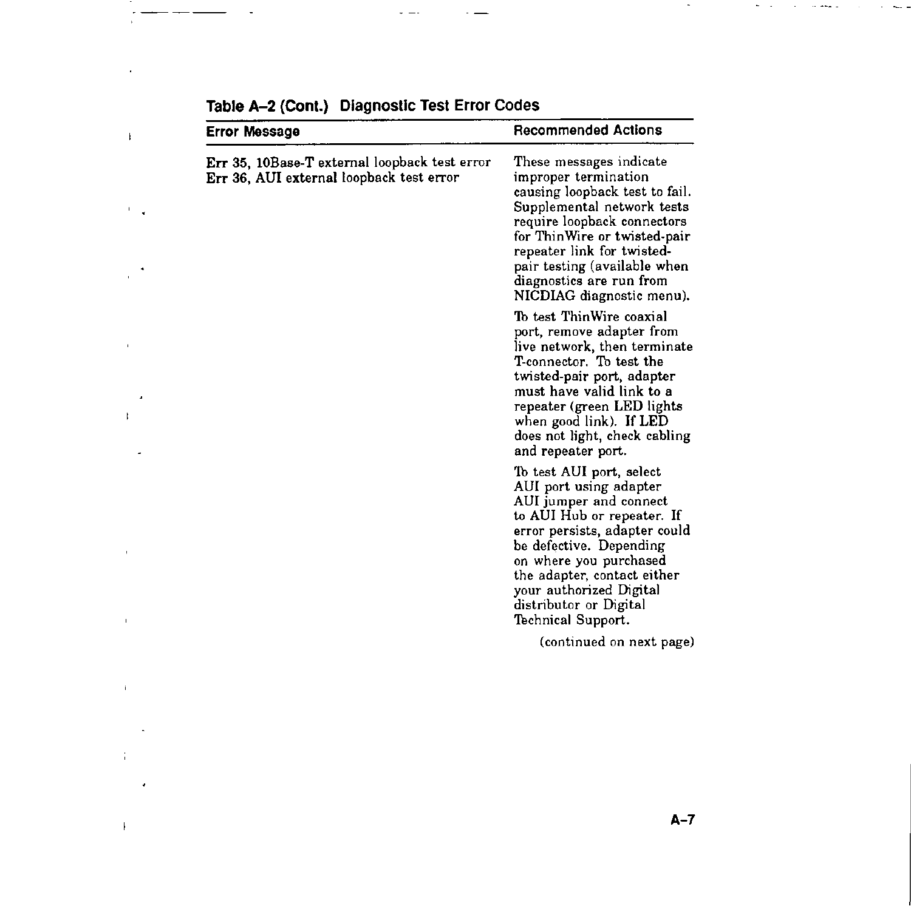**Table A–2 (Cont.) Diagnostic Test Error Codes**

| Error Message | Recommended Actions |
|---|---|
| Err 35, 10Base-T external loopback test error<br>Err 36, AUI external loopback test error | These messages indicate improper termination causing loopback test to fail. Supplemental network tests require loopback connectors for ThinWire or twisted-pair repeater link for twisted-pair testing (available when diagnostics are run from NICDIAG diagnostic menu).<br><br>To test ThinWire coaxial port, remove adapter from live network, then terminate T-connector. To test the twisted-pair port, adapter must have valid link to a repeater (green LED lights when good link). If LED does not light, check cabling and repeater port.<br><br>To test AUI port, select AUI port using adapter AUI jumper and connect to AUI Hub or repeater. If error persists, adapter could be defective. Depending on where you purchased the adapter, contact either your authorized Digital distributor or Digital Technical Support. |

(continued on next page)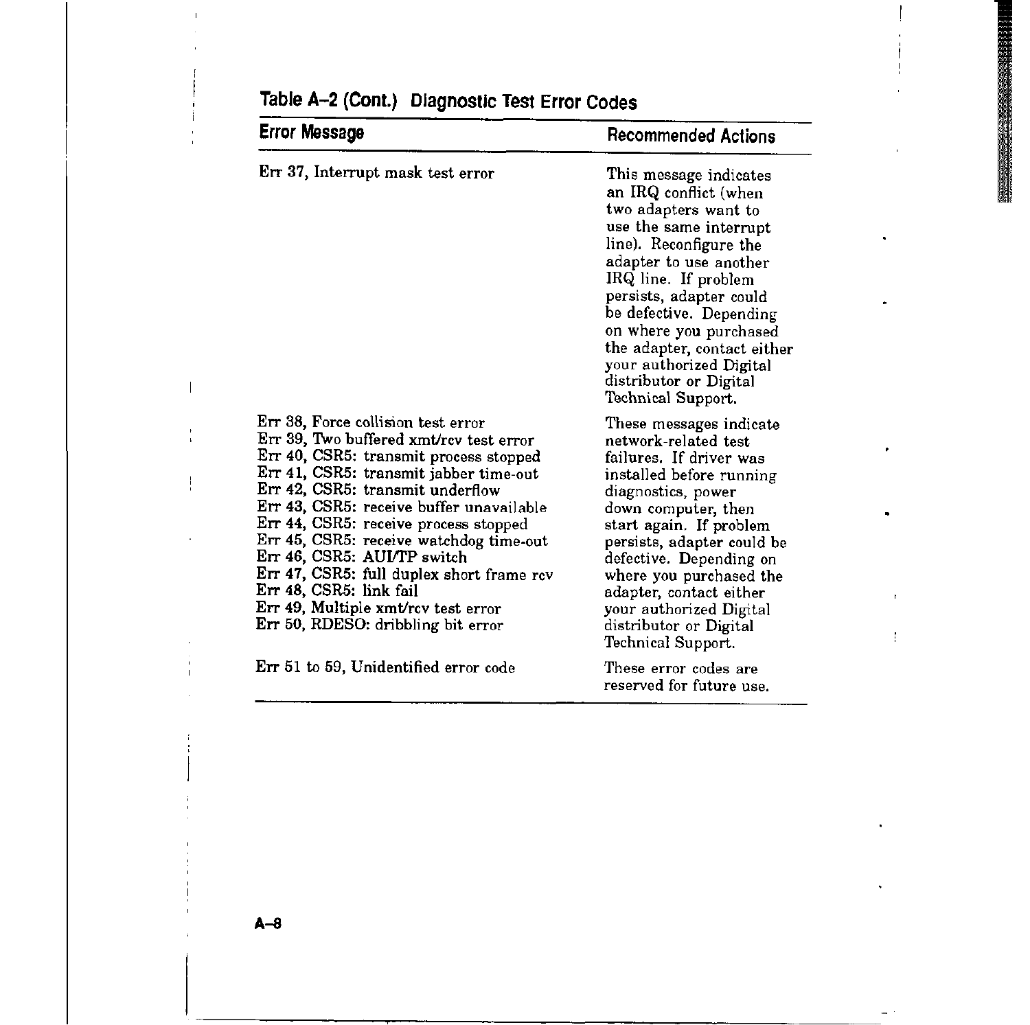**Table A–2 (Cont.) Diagnostic Test Error Codes**

| Error Message | Recommended Actions |
|---|---|
| Err 37, Interrupt mask test error | This message indicates an IRQ conflict (when two adapters want to use the same interrupt line). Reconfigure the adapter to use another IRQ line. If problem persists, adapter could be defective. Depending on where you purchased the adapter, contact either your authorized Digital distributor or Digital Technical Support. |
| Err 38, Force collision test error<br>Err 39, Two buffered xmt/rcv test error<br>Err 40, CSR5: transmit process stopped<br>Err 41, CSR5: transmit jabber time-out<br>Err 42, CSR5: transmit underflow<br>Err 43, CSR5: receive buffer unavailable<br>Err 44, CSR5: receive process stopped<br>Err 45, CSR5: receive watchdog time-out<br>Err 46, CSR5: AUI/TP switch<br>Err 47, CSR5: full duplex short frame rcv<br>Err 48, CSR5: link fail<br>Err 49, Multiple xmt/rcv test error<br>Err 50, RDESO: dribbling bit error | These messages indicate network-related test failures. If driver was installed before running diagnostics, power down computer, then start again. If problem persists, adapter could be defective. Depending on where you purchased the adapter, contact either your authorized Digital distributor or Digital Technical Support. |
| Err 51 to 59, Unidentified error code | These error codes are reserved for future use. |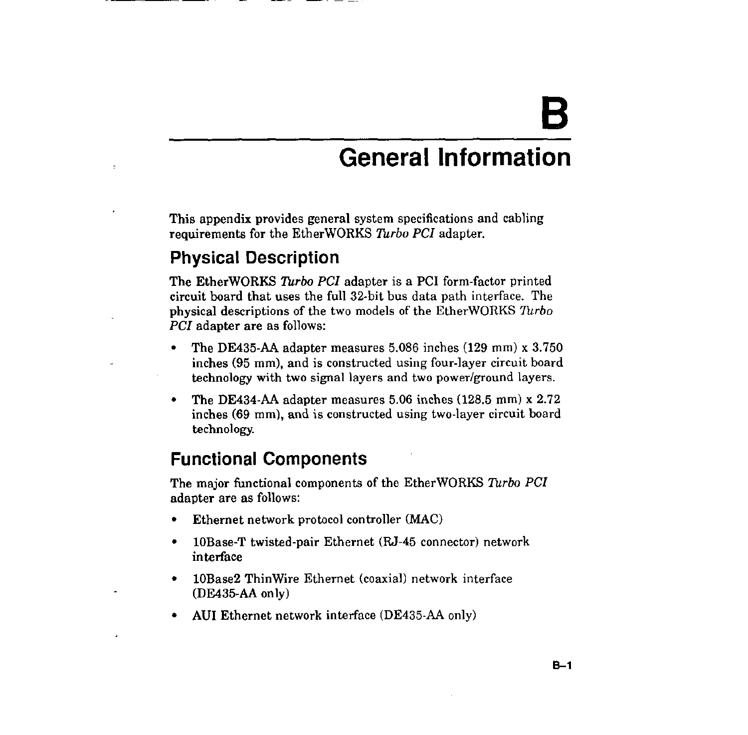# B General Information

This appendix provides general system specifications and cabling requirements for the EtherWORKS *Turbo PCI* adapter.

## Physical Description

The EtherWORKS *Turbo PCI* adapter is a PCI form-factor printed circuit board that uses the full 32-bit bus data path interface. The physical descriptions of the two models of the EtherWORKS *Turbo PCI* adapter are as follows:

- The DE435-AA adapter measures 5.086 inches (129 mm) x 3.750 inches (95 mm), and is constructed using four-layer circuit board technology with two signal layers and two power/ground layers.
- The DE434-AA adapter measures 5.06 inches (128.5 mm) x 2.72 inches (69 mm), and is constructed using two-layer circuit board technology.

## Functional Components

The major functional components of the EtherWORKS *Turbo PCI* adapter are as follows:

- Ethernet network protocol controller (MAC)
- 10Base-T twisted-pair Ethernet (RJ-45 connector) network interface
- 10Base2 ThinWire Ethernet (coaxial) network interface (DE435-AA only)
- AUI Ethernet network interface (DE435-AA only)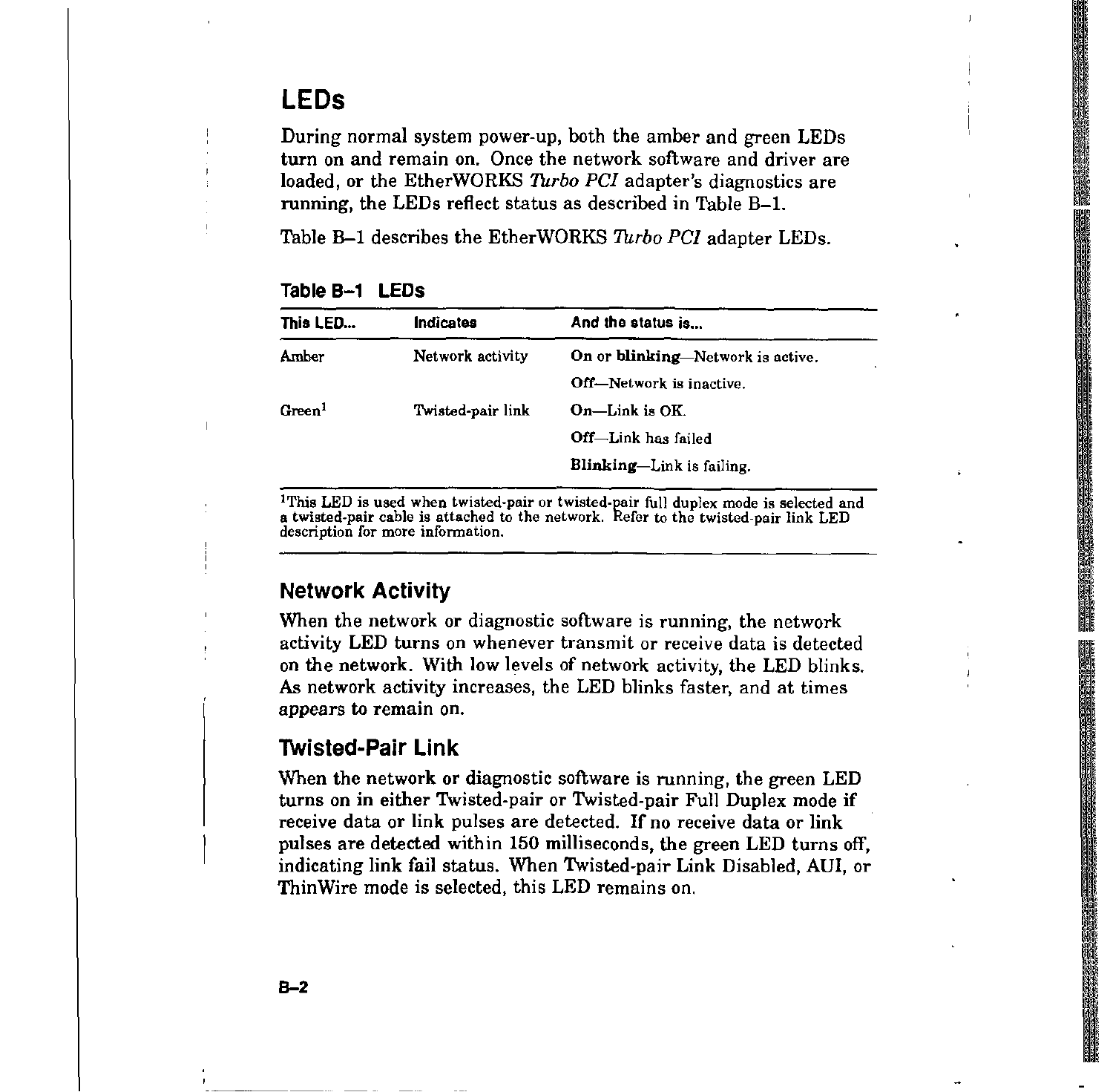# LEDs

During normal system power-up, both the amber and green LEDs turn on and remain on. Once the network software and driver are loaded, or the EtherWORKS *Turbo PCI* adapter's diagnostics are running, the LEDs reflect status as described in Table B–1.

Table B–1 describes the EtherWORKS *Turbo PCI* adapter LEDs.

**Table B–1 LEDs**

| This LED... | Indicates | And the status is... |
|---|---|---|
| Amber | Network activity | **On or blinking**—Network is active. |
| | | **Off**—Network is inactive. |
| Green[1] | Twisted-pair link | **On**—Link is OK. |
| | | **Off**—Link has failed |
| | | **Blinking**—Link is failing. |

[1]This LED is used when twisted-pair or twisted-pair full duplex mode is selected and a twisted-pair cable is attached to the network. Refer to the twisted-pair link LED description for more information.

## Network Activity

When the network or diagnostic software is running, the network activity LED turns on whenever transmit or receive data is detected on the network. With low levels of network activity, the LED blinks. As network activity increases, the LED blinks faster, and at times appears to remain on.

## Twisted-Pair Link

When the network or diagnostic software is running, the green LED turns on in either Twisted-pair or Twisted-pair Full Duplex mode if receive data or link pulses are detected. If no receive data or link pulses are detected within 150 milliseconds, the green LED turns off, indicating link fail status. When Twisted-pair Link Disabled, AUI, or ThinWire mode is selected, this LED remains on.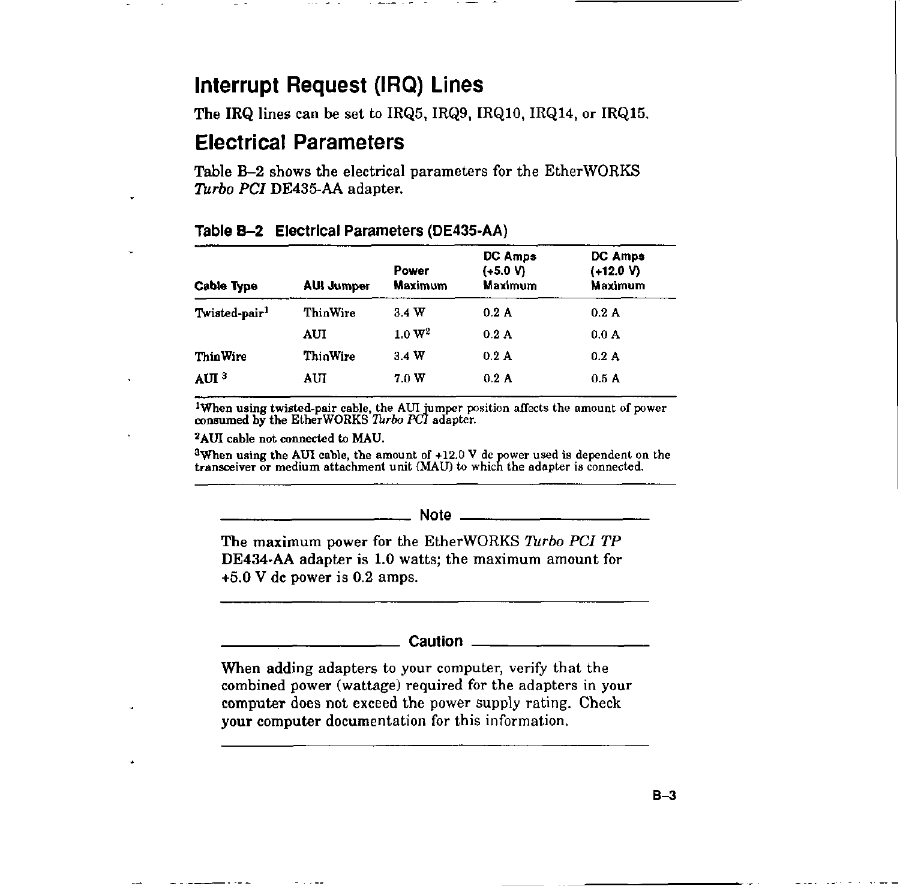## Interrupt Request (IRQ) Lines

The IRQ lines can be set to IRQ5, IRQ9, IRQ10, IRQ14, or IRQ15.

## Electrical Parameters

Table B–2 shows the electrical parameters for the EtherWORKS *Turbo PCI* DE435-AA adapter.

**Table B–2 Electrical Parameters (DE435-AA)**

| Cable Type | AUI Jumper | Power Maximum | DC Amps (+5.0 V) Maximum | DC Amps (+12.0 V) Maximum |
|---|---|---|---|---|
| Twisted-pair[1] | ThinWire | 3.4 W | 0.2 A | 0.2 A |
| | AUI | 1.0 W[2] | 0.2 A | 0.0 A |
| ThinWire | ThinWire | 3.4 W | 0.2 A | 0.2 A |
| AUI[3] | AUI | 7.0 W | 0.2 A | 0.5 A |

[1]When using twisted-pair cable, the AUI jumper position affects the amount of power consumed by the EtherWORKS *Turbo PCI* adapter.

[2]AUI cable not connected to MAU.

[3]When using the AUI cable, the amount of +12.0 V dc power used is dependent on the transceiver or medium attachment unit (MAU) to which the adapter is connected.

---

**Note**

The maximum power for the EtherWORKS *Turbo PCI TP* DE434-AA adapter is 1.0 watts; the maximum amount for +5.0 V dc power is 0.2 amps.

---

**Caution**

When adding adapters to your computer, verify that the combined power (wattage) required for the adapters in your computer does not exceed the power supply rating. Check your computer documentation for this information.

---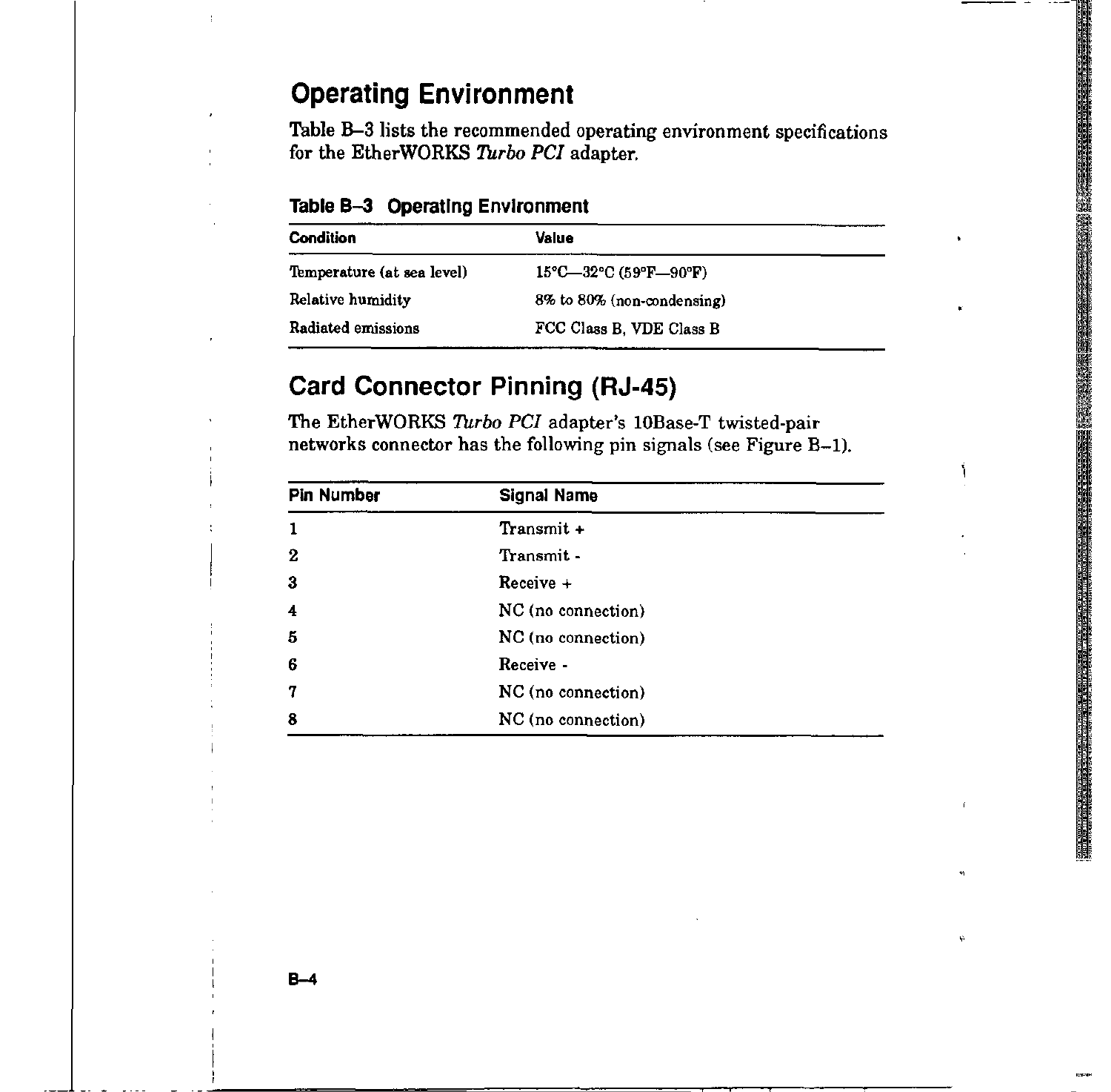## Operating Environment

Table B–3 lists the recommended operating environment specifications for the EtherWORKS *Turbo PCI* adapter.

**Table B–3 Operating Environment**

| Condition | Value |
|---|---|
| Temperature (at sea level) | 15°C—32°C (59°F—90°F) |
| Relative humidity | 8% to 80% (non-condensing) |
| Radiated emissions | FCC Class B, VDE Class B |

## Card Connector Pinning (RJ-45)

The EtherWORKS *Turbo PCI* adapter's 10Base-T twisted-pair networks connector has the following pin signals (see Figure B–1).

| Pin Number | Signal Name |
|---|---|
| 1 | Transmit + |
| 2 | Transmit - |
| 3 | Receive + |
| 4 | NC (no connection) |
| 5 | NC (no connection) |
| 6 | Receive - |
| 7 | NC (no connection) |
| 8 | NC (no connection) |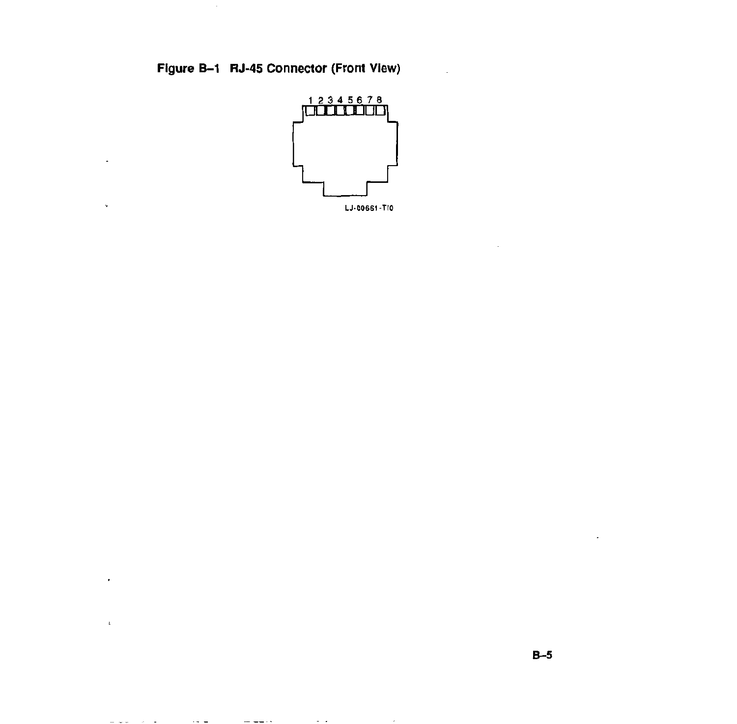**Figure B–1 RJ-45 Connector (Front View)**

1 2 3 4 5 6 7 8

LJ-00661-TI0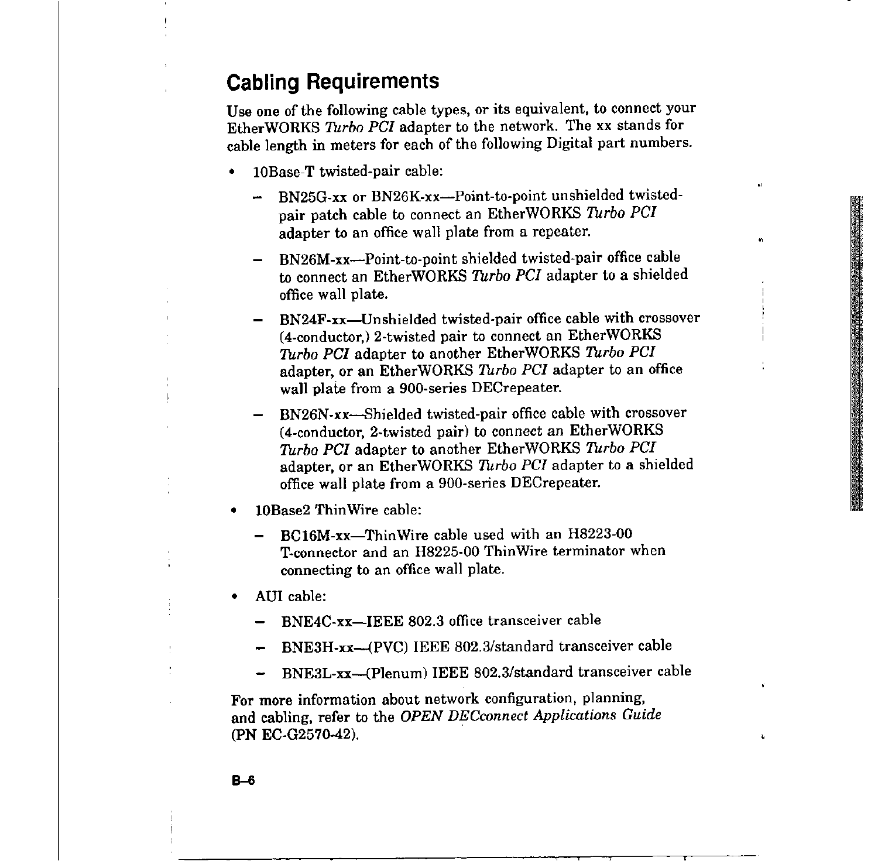## Cabling Requirements

Use one of the following cable types, or its equivalent, to connect your EtherWORKS *Turbo PCI* adapter to the network. The xx stands for cable length in meters for each of the following Digital part numbers.

- 10Base-T twisted-pair cable:
  - BN25G-xx or BN26K-xx—Point-to-point unshielded twisted-pair patch cable to connect an EtherWORKS *Turbo PCI* adapter to an office wall plate from a repeater.
  - BN26M-xx—Point-to-point shielded twisted-pair office cable to connect an EtherWORKS *Turbo PCI* adapter to a shielded office wall plate.
  - BN24F-xx—Unshielded twisted-pair office cable with crossover (4-conductor,) 2-twisted pair to connect an EtherWORKS *Turbo PCI* adapter to another EtherWORKS *Turbo PCI* adapter, or an EtherWORKS *Turbo PCI* adapter to an office wall plate from a 900-series DECrepeater.
  - BN26N-xx—Shielded twisted-pair office cable with crossover (4-conductor, 2-twisted pair) to connect an EtherWORKS *Turbo PCI* adapter to another EtherWORKS *Turbo PCI* adapter, or an EtherWORKS *Turbo PCI* adapter to a shielded office wall plate from a 900-series DECrepeater.
- 10Base2 ThinWire cable:
  - BC16M-xx—ThinWire cable used with an H8223-00 T-connector and an H8225-00 ThinWire terminator when connecting to an office wall plate.
- AUI cable:
  - BNE4C-xx—IEEE 802.3 office transceiver cable
  - BNE3H-xx—(PVC) IEEE 802.3/standard transceiver cable
  - BNE3L-xx—(Plenum) IEEE 802.3/standard transceiver cable

For more information about network configuration, planning, and cabling, refer to the *OPEN DECconnect Applications Guide* (PN EC-G2570-42).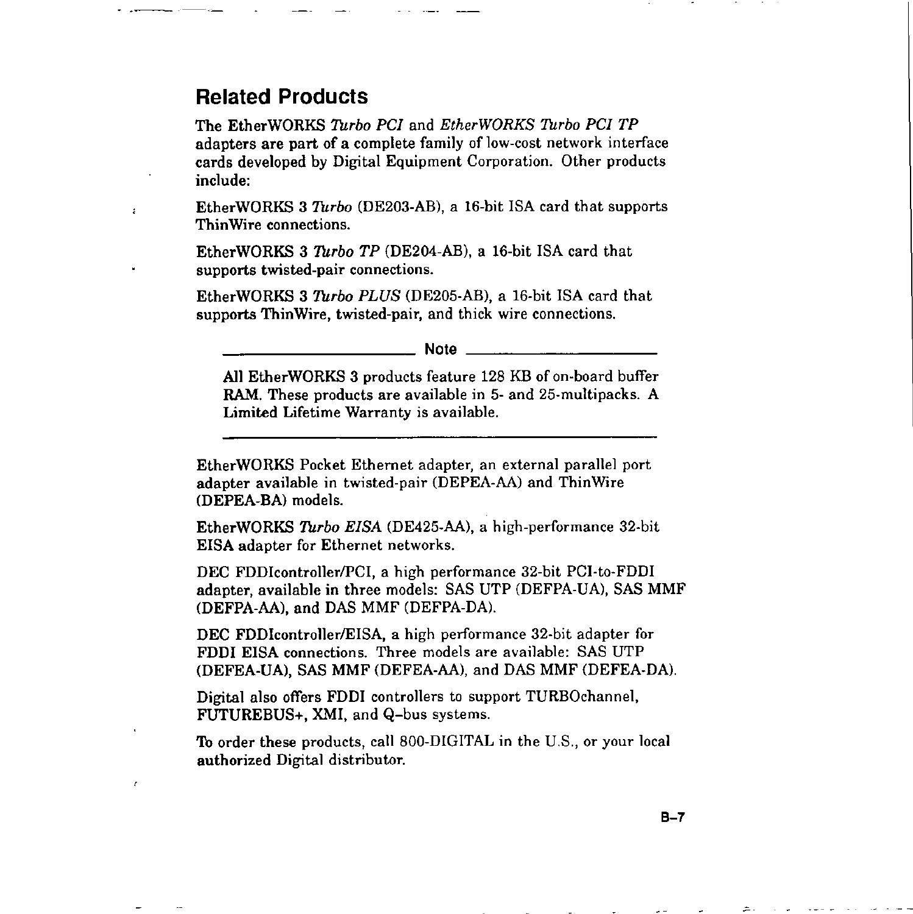## Related Products

The EtherWORKS *Turbo PCI* and *EtherWORKS Turbo PCI TP* adapters are part of a complete family of low-cost network interface cards developed by Digital Equipment Corporation. Other products include:

EtherWORKS 3 *Turbo* (DE203-AB), a 16-bit ISA card that supports ThinWire connections.

EtherWORKS 3 *Turbo TP* (DE204-AB), a 16-bit ISA card that supports twisted-pair connections.

EtherWORKS 3 *Turbo PLUS* (DE205-AB), a 16-bit ISA card that supports ThinWire, twisted-pair, and thick wire connections.

---

**Note**

All EtherWORKS 3 products feature 128 KB of on-board buffer RAM. These products are available in 5- and 25-multipacks. A Limited Lifetime Warranty is available.

---

EtherWORKS Pocket Ethernet adapter, an external parallel port adapter available in twisted-pair (DEPEA-AA) and ThinWire (DEPEA-BA) models.

EtherWORKS *Turbo EISA* (DE425-AA), a high-performance 32-bit EISA adapter for Ethernet networks.

DEC FDDIcontroller/PCI, a high performance 32-bit PCI-to-FDDI adapter, available in three models: SAS UTP (DEFPA-UA), SAS MMF (DEFPA-AA), and DAS MMF (DEFPA-DA).

DEC FDDIcontroller/EISA, a high performance 32-bit adapter for FDDI EISA connections. Three models are available: SAS UTP (DEFEA-UA), SAS MMF (DEFEA-AA), and DAS MMF (DEFEA-DA).

Digital also offers FDDI controllers to support TURBOchannel, FUTUREBUS+, XMI, and Q–bus systems.

To order these products, call 800-DIGITAL in the U.S., or your local authorized Digital distributor.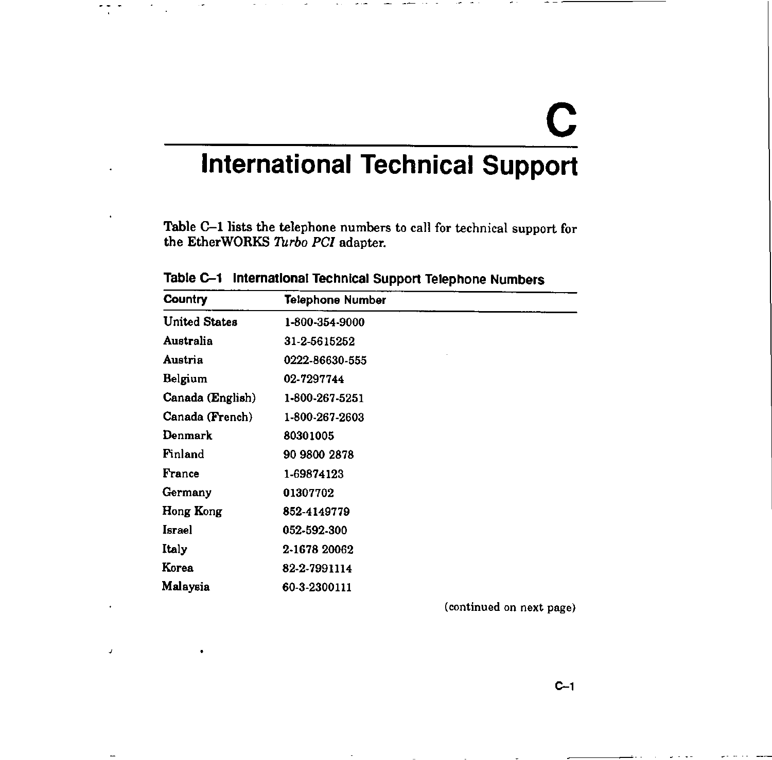# C
# International Technical Support

Table C–1 lists the telephone numbers to call for technical support for the EtherWORKS *Turbo PCI* adapter.

**Table C–1 International Technical Support Telephone Numbers**

| Country | Telephone Number |
|---|---|
| United States | 1-800-354-9000 |
| Australia | 31-2-5615252 |
| Austria | 0222-86630-555 |
| Belgium | 02-7297744 |
| Canada (English) | 1-800-267-5251 |
| Canada (French) | 1-800-267-2603 |
| Denmark | 80301005 |
| Finland | 90 9800 2878 |
| France | 1-69874123 |
| Germany | 01307702 |
| Hong Kong | 852-4149779 |
| Israel | 052-592-300 |
| Italy | 2-1678 20062 |
| Korea | 82-2-7991114 |
| Malaysia | 60-3-2300111 |

(continued on next page)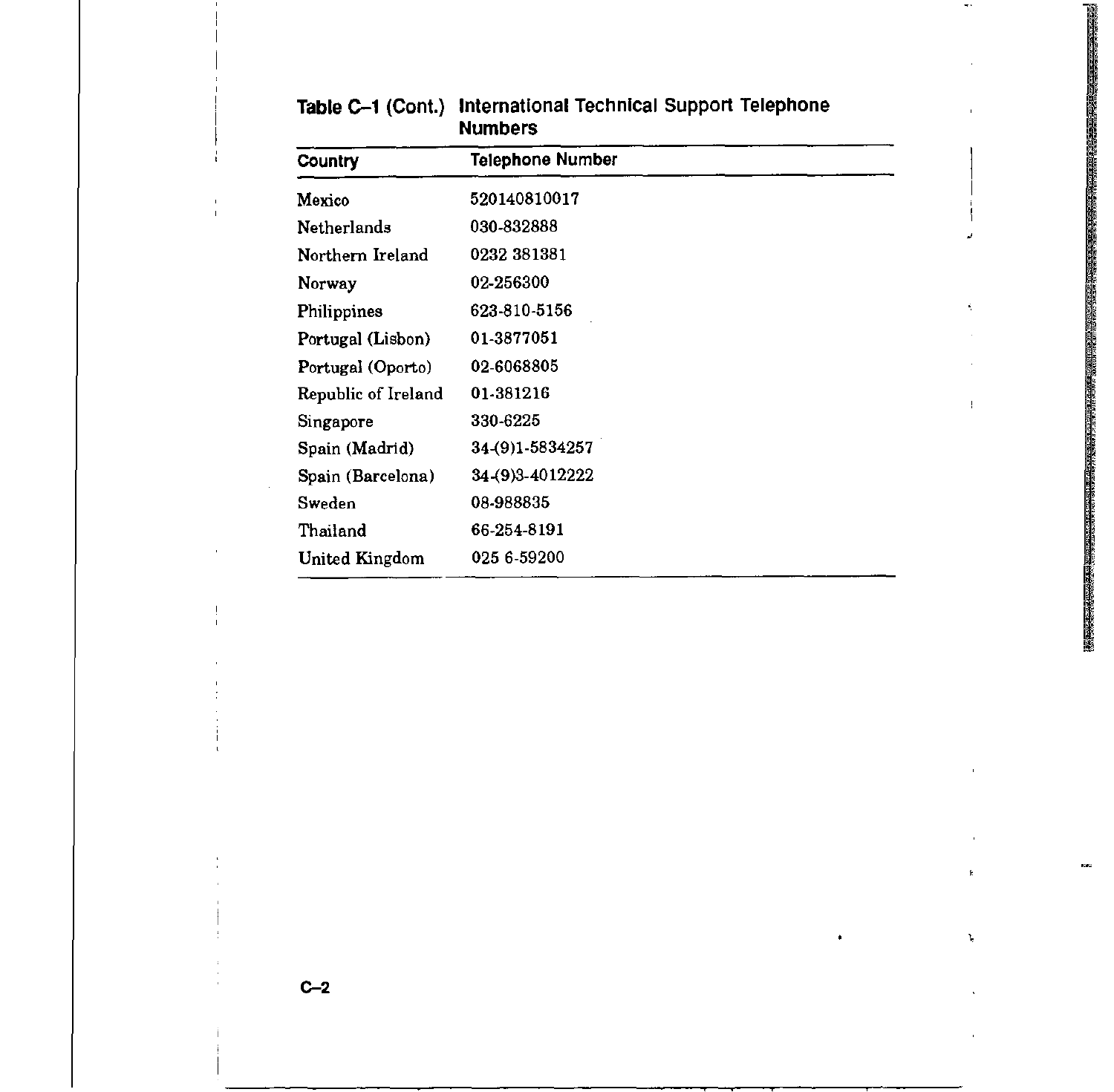**Table C–1 (Cont.) International Technical Support Telephone Numbers**

| Country | Telephone Number |
| --- | --- |
| Mexico | 520140810017 |
| Netherlands | 030-832888 |
| Northern Ireland | 0232 381381 |
| Norway | 02-256300 |
| Philippines | 623-810-5156 |
| Portugal (Lisbon) | 01-3877051 |
| Portugal (Oporto) | 02-6068805 |
| Republic of Ireland | 01-381216 |
| Singapore | 330-6225 |
| Spain (Madrid) | 34-(9)1-5834257 |
| Spain (Barcelona) | 34-(9)3-4012222 |
| Sweden | 08-988835 |
| Thailand | 66-254-8191 |
| United Kingdom | 025 6-59200 |